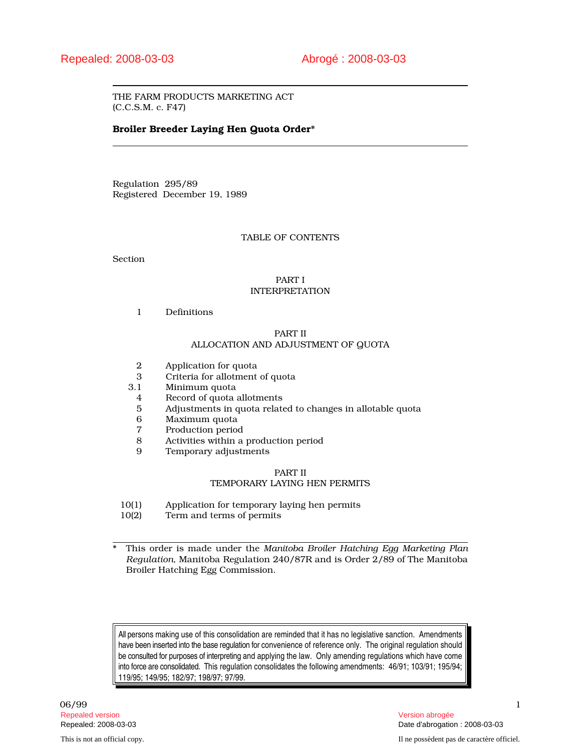Repealed: 2008-03-03 Abrogé : 2008-03-03

THE FARM PRODUCTS MARKETING ACT
(C.C.S.M. c. F47)

**Broiler Breeder Laying Hen Quota Order***

Regulation 295/89
Registered December 19, 1989

TABLE OF CONTENTS

Section

PART I
INTERPRETATION

1 Definitions

PART II
ALLOCATION AND ADJUSTMENT OF QUOTA

2 Application for quota
3 Criteria for allotment of quota
3.1 Minimum quota
4 Record of quota allotments
5 Adjustments in quota related to changes in allotable quota
6 Maximum quota
7 Production period
8 Activities within a production period
9 Temporary adjustments

PART II
TEMPORARY LAYING HEN PERMITS

10(1) Application for temporary laying hen permits
10(2) Term and terms of permits

\* This order is made under the *Manitoba Broiler Hatching Egg Marketing Plan Regulation*, Manitoba Regulation 240/87R and is Order 2/89 of The Manitoba Broiler Hatching Egg Commission.

All persons making use of this consolidation are reminded that it has no legislative sanction. Amendments have been inserted into the base regulation for convenience of reference only. The original regulation should be consulted for purposes of interpreting and applying the law. Only amending regulations which have come into force are consolidated. This regulation consolidates the following amendments: 46/91; 103/91; 195/94; 119/95; 149/95; 182/97; 198/97; 97/99.

06/99

Repealed version
Repealed: 2008-03-03

Version abrogée
Date d'abrogation : 2008-03-03

This is not an official copy.

Il ne possèdent pas de caractère officiel.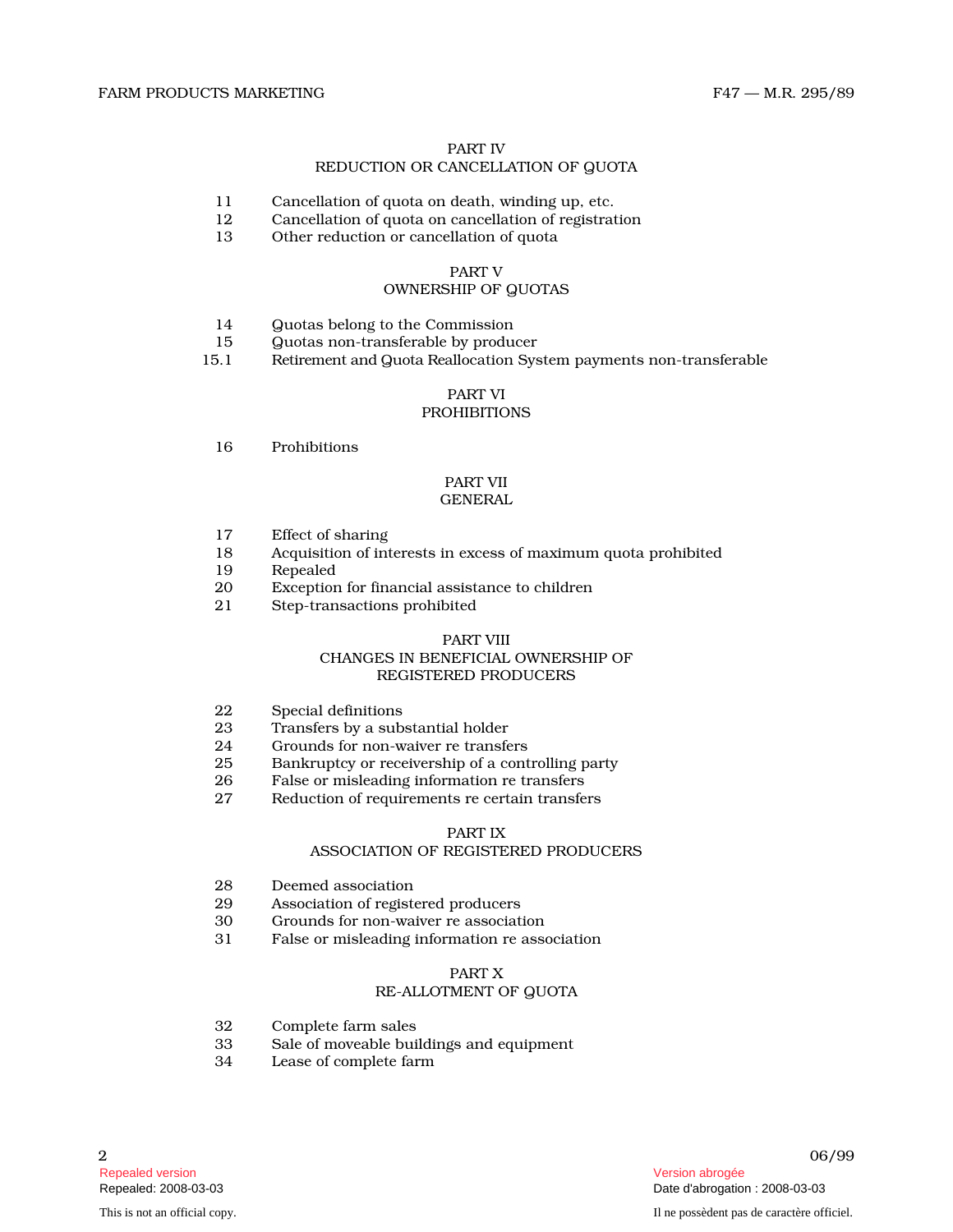PART IV
REDUCTION OR CANCELLATION OF QUOTA

11 Cancellation of quota on death, winding up, etc.
12 Cancellation of quota on cancellation of registration
13 Other reduction or cancellation of quota

PART V
OWNERSHIP OF QUOTAS

14 Quotas belong to the Commission
15 Quotas non-transferable by producer
15.1 Retirement and Quota Reallocation System payments non-transferable

PART VI
PROHIBITIONS

16 Prohibitions

PART VII
GENERAL

17 Effect of sharing
18 Acquisition of interests in excess of maximum quota prohibited
19 Repealed
20 Exception for financial assistance to children
21 Step-transactions prohibited

PART VIII
CHANGES IN BENEFICIAL OWNERSHIP OF REGISTERED PRODUCERS

22 Special definitions
23 Transfers by a substantial holder
24 Grounds for non-waiver re transfers
25 Bankruptcy or receivership of a controlling party
26 False or misleading information re transfers
27 Reduction of requirements re certain transfers

PART IX
ASSOCIATION OF REGISTERED PRODUCERS

28 Deemed association
29 Association of registered producers
30 Grounds for non-waiver re association
31 False or misleading information re association

PART X
RE-ALLOTMENT OF QUOTA

32 Complete farm sales
33 Sale of moveable buildings and equipment
34 Lease of complete farm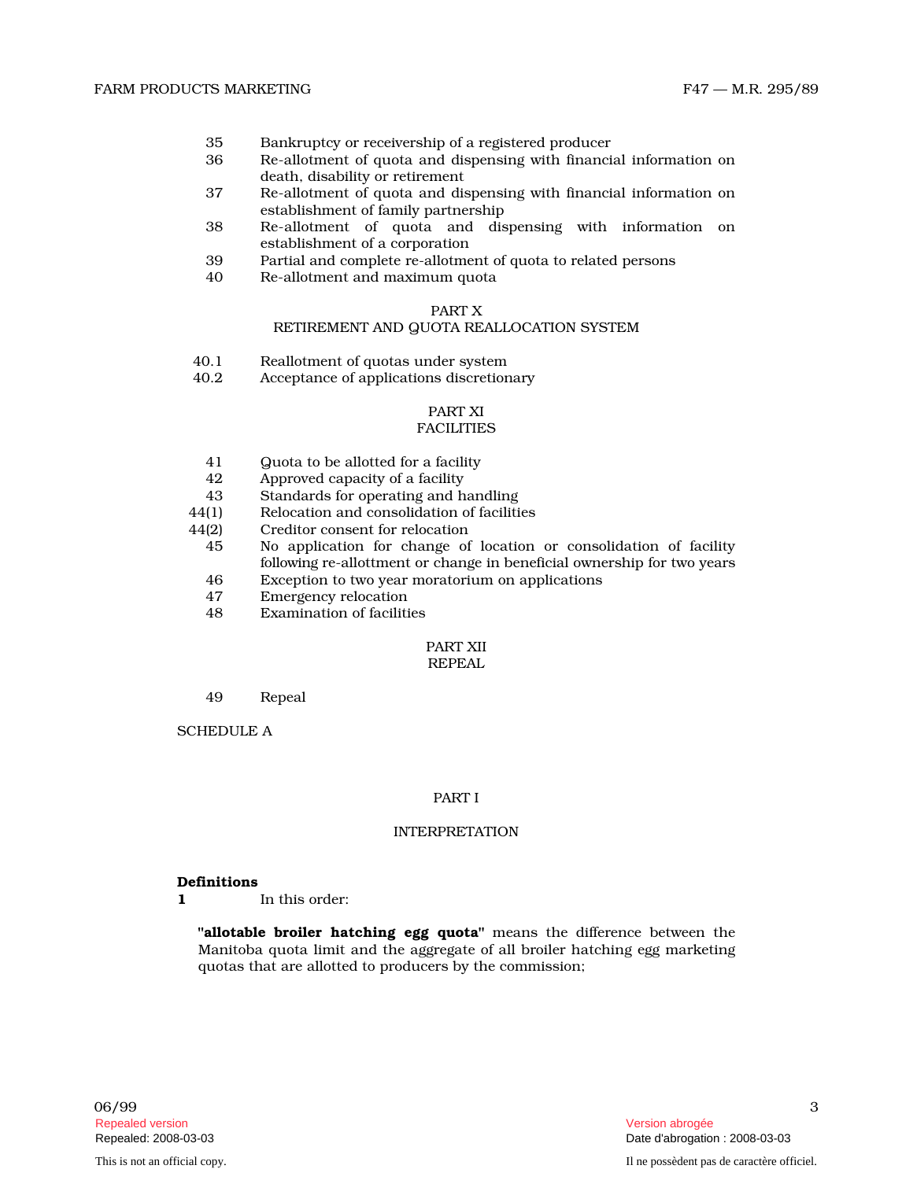| | |
|---|---|
| 35 | Bankruptcy or receivership of a registered producer |
| 36 | Re-allotment of quota and dispensing with financial information on death, disability or retirement |
| 37 | Re-allotment of quota and dispensing with financial information on establishment of family partnership |
| 38 | Re-allotment of quota and dispensing with information on establishment of a corporation |
| 39 | Partial and complete re-allotment of quota to related persons |
| 40 | Re-allotment and maximum quota |

PART X
RETIREMENT AND QUOTA REALLOCATION SYSTEM

| | |
|---|---|
| 40.1 | Reallotment of quotas under system |
| 40.2 | Acceptance of applications discretionary |

PART XI
FACILITIES

| | |
|---|---|
| 41 | Quota to be allotted for a facility |
| 42 | Approved capacity of a facility |
| 43 | Standards for operating and handling |
| 44(1) | Relocation and consolidation of facilities |
| 44(2) | Creditor consent for relocation |
| 45 | No application for change of location or consolidation of facility following re-allottment or change in beneficial ownership for two years |
| 46 | Exception to two year moratorium on applications |
| 47 | Emergency relocation |
| 48 | Examination of facilities |

PART XII
REPEAL

| | |
|---|---|
| 49 | Repeal |

SCHEDULE A

## PART I

## INTERPRETATION

**Definitions**

**1** In this order:

**"allotable broiler hatching egg quota"** means the difference between the Manitoba quota limit and the aggregate of all broiler hatching egg marketing quotas that are allotted to producers by the commission;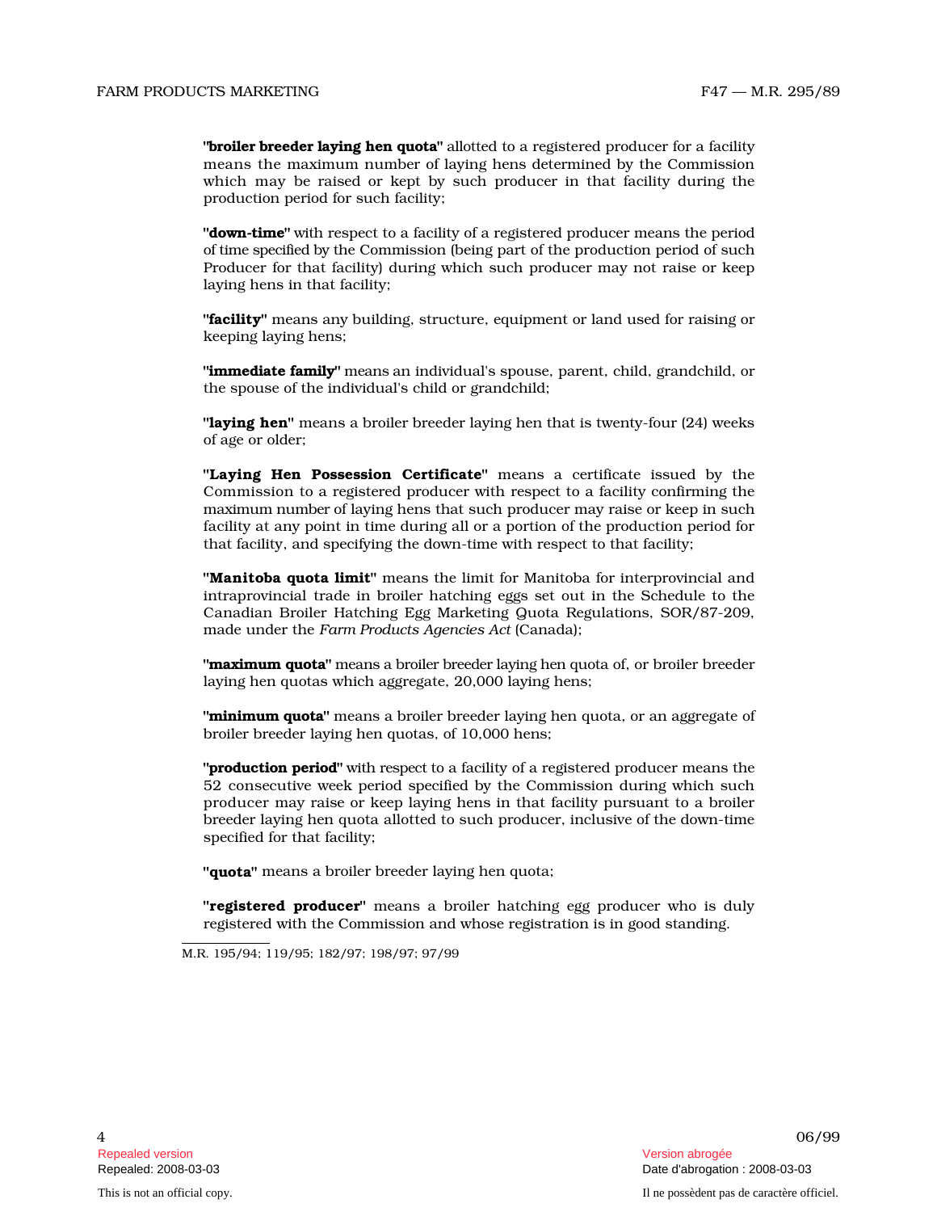**"broiler breeder laying hen quota"** allotted to a registered producer for a facility means the maximum number of laying hens determined by the Commission which may be raised or kept by such producer in that facility during the production period for such facility;

**"down-time"** with respect to a facility of a registered producer means the period of time specified by the Commission (being part of the production period of such Producer for that facility) during which such producer may not raise or keep laying hens in that facility;

**"facility"** means any building, structure, equipment or land used for raising or keeping laying hens;

**"immediate family"** means an individual's spouse, parent, child, grandchild, or the spouse of the individual's child or grandchild;

**"laying hen"** means a broiler breeder laying hen that is twenty-four (24) weeks of age or older;

**"Laying Hen Possession Certificate"** means a certificate issued by the Commission to a registered producer with respect to a facility confirming the maximum number of laying hens that such producer may raise or keep in such facility at any point in time during all or a portion of the production period for that facility, and specifying the down-time with respect to that facility;

**"Manitoba quota limit"** means the limit for Manitoba for interprovincial and intraprovincial trade in broiler hatching eggs set out in the Schedule to the Canadian Broiler Hatching Egg Marketing Quota Regulations, SOR/87-209, made under the *Farm Products Agencies Act* (Canada);

**"maximum quota"** means a broiler breeder laying hen quota of, or broiler breeder laying hen quotas which aggregate, 20,000 laying hens;

**"minimum quota"** means a broiler breeder laying hen quota, or an aggregate of broiler breeder laying hen quotas, of 10,000 hens;

**"production period"** with respect to a facility of a registered producer means the 52 consecutive week period specified by the Commission during which such producer may raise or keep laying hens in that facility pursuant to a broiler breeder laying hen quota allotted to such producer, inclusive of the down-time specified for that facility;

**"quota"** means a broiler breeder laying hen quota;

**"registered producer"** means a broiler hatching egg producer who is duly registered with the Commission and whose registration is in good standing.

M.R. 195/94; 119/95; 182/97; 198/97; 97/99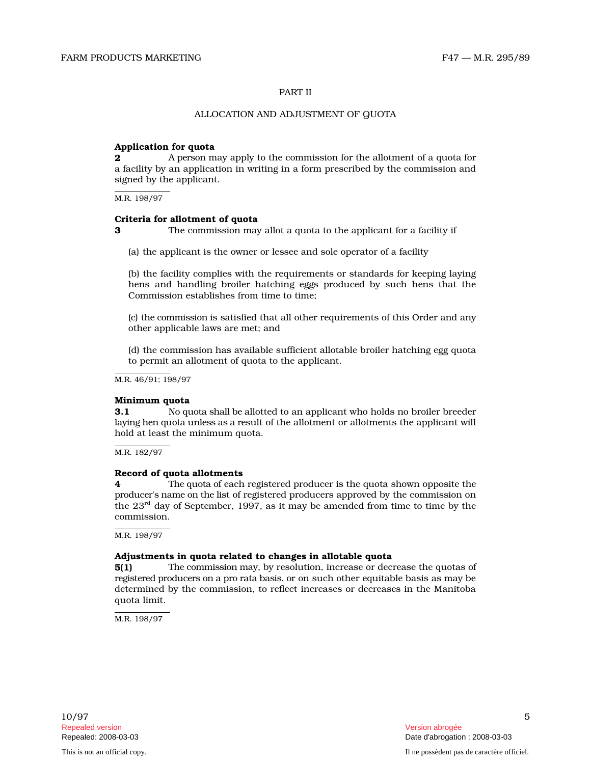## PART II

## ALLOCATION AND ADJUSTMENT OF QUOTA

**Application for quota**

**2** A person may apply to the commission for the allotment of a quota for a facility by an application in writing in a form prescribed by the commission and signed by the applicant.

M.R. 198/97

**Criteria for allotment of quota**

**3** The commission may allot a quota to the applicant for a facility if

(a) the applicant is the owner or lessee and sole operator of a facility

(b) the facility complies with the requirements or standards for keeping laying hens and handling broiler hatching eggs produced by such hens that the Commission establishes from time to time;

(c) the commission is satisfied that all other requirements of this Order and any other applicable laws are met; and

(d) the commission has available sufficient allotable broiler hatching egg quota to permit an allotment of quota to the applicant.

M.R. 46/91; 198/97

**Minimum quota**

**3.1** No quota shall be allotted to an applicant who holds no broiler breeder laying hen quota unless as a result of the allotment or allotments the applicant will hold at least the minimum quota.

M.R. 182/97

**Record of quota allotments**

**4** The quota of each registered producer is the quota shown opposite the producer's name on the list of registered producers approved by the commission on the 23rd day of September, 1997, as it may be amended from time to time by the commission.

M.R. 198/97

**Adjustments in quota related to changes in allotable quota**

**5(1)** The commission may, by resolution, increase or decrease the quotas of registered producers on a pro rata basis, or on such other equitable basis as may be determined by the commission, to reflect increases or decreases in the Manitoba quota limit.

M.R. 198/97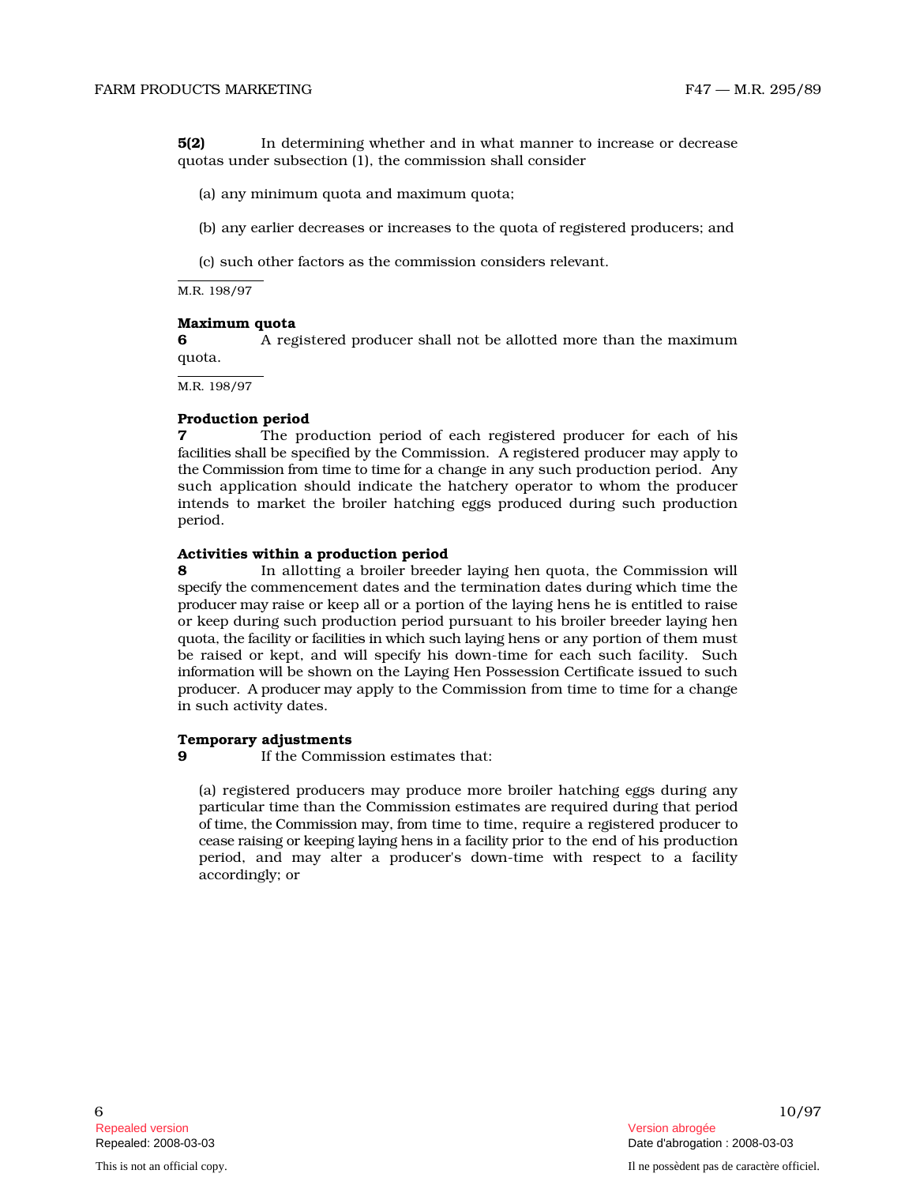**5(2)** In determining whether and in what manner to increase or decrease quotas under subsection (1), the commission shall consider

(a) any minimum quota and maximum quota;

(b) any earlier decreases or increases to the quota of registered producers; and

(c) such other factors as the commission considers relevant.

M.R. 198/97

**Maximum quota**

**6** A registered producer shall not be allotted more than the maximum quota.

M.R. 198/97

**Production period**

**7** The production period of each registered producer for each of his facilities shall be specified by the Commission. A registered producer may apply to the Commission from time to time for a change in any such production period. Any such application should indicate the hatchery operator to whom the producer intends to market the broiler hatching eggs produced during such production period.

**Activities within a production period**

**8** In allotting a broiler breeder laying hen quota, the Commission will specify the commencement dates and the termination dates during which time the producer may raise or keep all or a portion of the laying hens he is entitled to raise or keep during such production period pursuant to his broiler breeder laying hen quota, the facility or facilities in which such laying hens or any portion of them must be raised or kept, and will specify his down-time for each such facility. Such information will be shown on the Laying Hen Possession Certificate issued to such producer. A producer may apply to the Commission from time to time for a change in such activity dates.

**Temporary adjustments**

**9** If the Commission estimates that:

(a) registered producers may produce more broiler hatching eggs during any particular time than the Commission estimates are required during that period of time, the Commission may, from time to time, require a registered producer to cease raising or keeping laying hens in a facility prior to the end of his production period, and may alter a producer's down-time with respect to a facility accordingly; or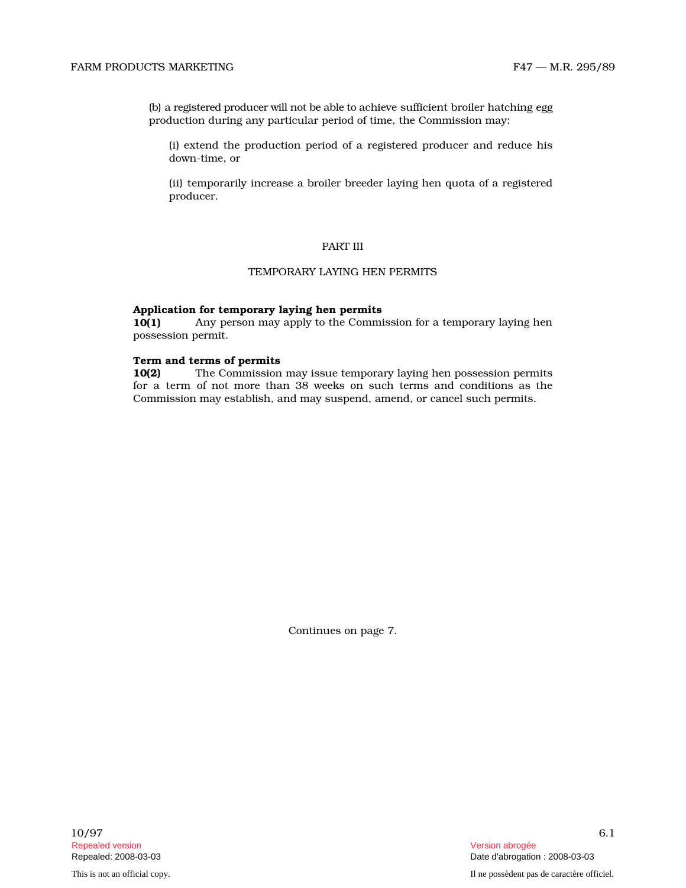(b) a registered producer will not be able to achieve sufficient broiler hatching egg production during any particular period of time, the Commission may:

(i) extend the production period of a registered producer and reduce his down-time, or

(ii) temporarily increase a broiler breeder laying hen quota of a registered producer.

## PART III

## TEMPORARY LAYING HEN PERMITS

**Application for temporary laying hen permits**
**10(1)** Any person may apply to the Commission for a temporary laying hen possession permit.

**Term and terms of permits**
**10(2)** The Commission may issue temporary laying hen possession permits for a term of not more than 38 weeks on such terms and conditions as the Commission may establish, and may suspend, amend, or cancel such permits.

Continues on page 7.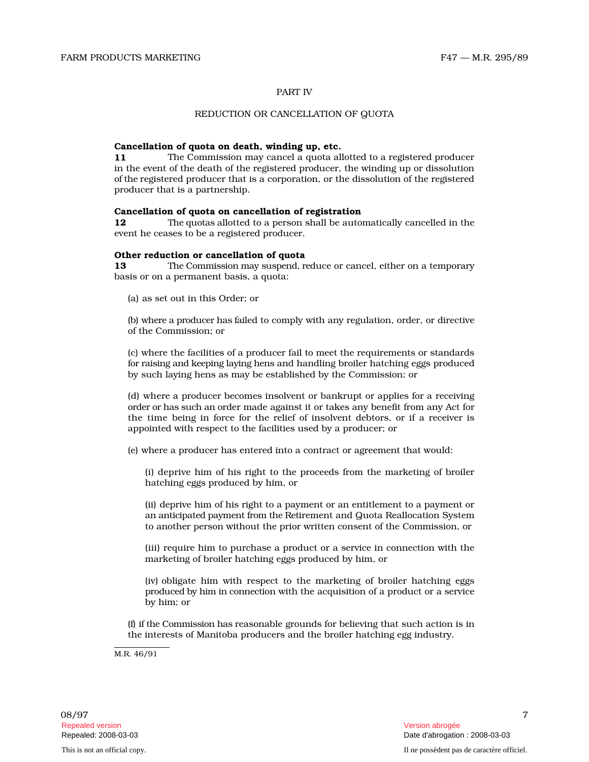## PART IV

## REDUCTION OR CANCELLATION OF QUOTA

**Cancellation of quota on death, winding up, etc.**

**11** The Commission may cancel a quota allotted to a registered producer in the event of the death of the registered producer, the winding up or dissolution of the registered producer that is a corporation, or the dissolution of the registered producer that is a partnership.

**Cancellation of quota on cancellation of registration**

**12** The quotas allotted to a person shall be automatically cancelled in the event he ceases to be a registered producer.

**Other reduction or cancellation of quota**

**13** The Commission may suspend, reduce or cancel, either on a temporary basis or on a permanent basis, a quota:

(a) as set out in this Order; or

(b) where a producer has failed to comply with any regulation, order, or directive of the Commission; or

(c) where the facilities of a producer fail to meet the requirements or standards for raising and keeping laying hens and handling broiler hatching eggs produced by such laying hens as may be established by the Commission; or

(d) where a producer becomes insolvent or bankrupt or applies for a receiving order or has such an order made against it or takes any benefit from any Act for the time being in force for the relief of insolvent debtors, or if a receiver is appointed with respect to the facilities used by a producer; or

(e) where a producer has entered into a contract or agreement that would:

(i) deprive him of his right to the proceeds from the marketing of broiler hatching eggs produced by him, or

(ii) deprive him of his right to a payment or an entitlement to a payment or an anticipated payment from the Retirement and Quota Reallocation System to another person without the prior written consent of the Commission, or

(iii) require him to purchase a product or a service in connection with the marketing of broiler hatching eggs produced by him, or

(iv) obligate him with respect to the marketing of broiler hatching eggs produced by him in connection with the acquisition of a product or a service by him; or

(f) if the Commission has reasonable grounds for believing that such action is in the interests of Manitoba producers and the broiler hatching egg industry.

M.R. 46/91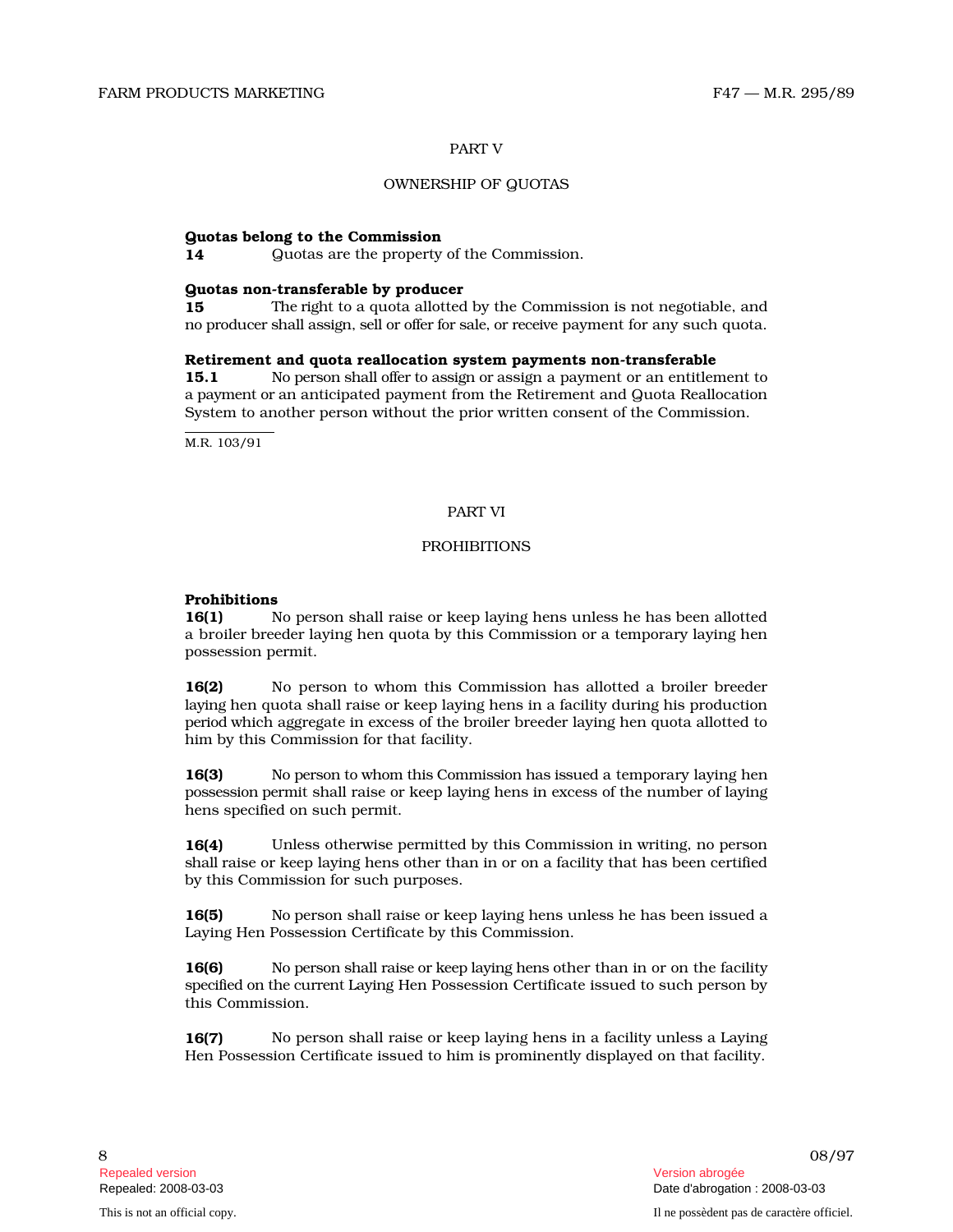## PART V

## OWNERSHIP OF QUOTAS

**Quotas belong to the Commission**
**14** Quotas are the property of the Commission.

**Quotas non-transferable by producer**
**15** The right to a quota allotted by the Commission is not negotiable, and no producer shall assign, sell or offer for sale, or receive payment for any such quota.

**Retirement and quota reallocation system payments non-transferable**
**15.1** No person shall offer to assign or assign a payment or an entitlement to a payment or an anticipated payment from the Retirement and Quota Reallocation System to another person without the prior written consent of the Commission.

M.R. 103/91

## PART VI

## PROHIBITIONS

**Prohibitions**
**16(1)** No person shall raise or keep laying hens unless he has been allotted a broiler breeder laying hen quota by this Commission or a temporary laying hen possession permit.

**16(2)** No person to whom this Commission has allotted a broiler breeder laying hen quota shall raise or keep laying hens in a facility during his production period which aggregate in excess of the broiler breeder laying hen quota allotted to him by this Commission for that facility.

**16(3)** No person to whom this Commission has issued a temporary laying hen possession permit shall raise or keep laying hens in excess of the number of laying hens specified on such permit.

**16(4)** Unless otherwise permitted by this Commission in writing, no person shall raise or keep laying hens other than in or on a facility that has been certified by this Commission for such purposes.

**16(5)** No person shall raise or keep laying hens unless he has been issued a Laying Hen Possession Certificate by this Commission.

**16(6)** No person shall raise or keep laying hens other than in or on the facility specified on the current Laying Hen Possession Certificate issued to such person by this Commission.

**16(7)** No person shall raise or keep laying hens in a facility unless a Laying Hen Possession Certificate issued to him is prominently displayed on that facility.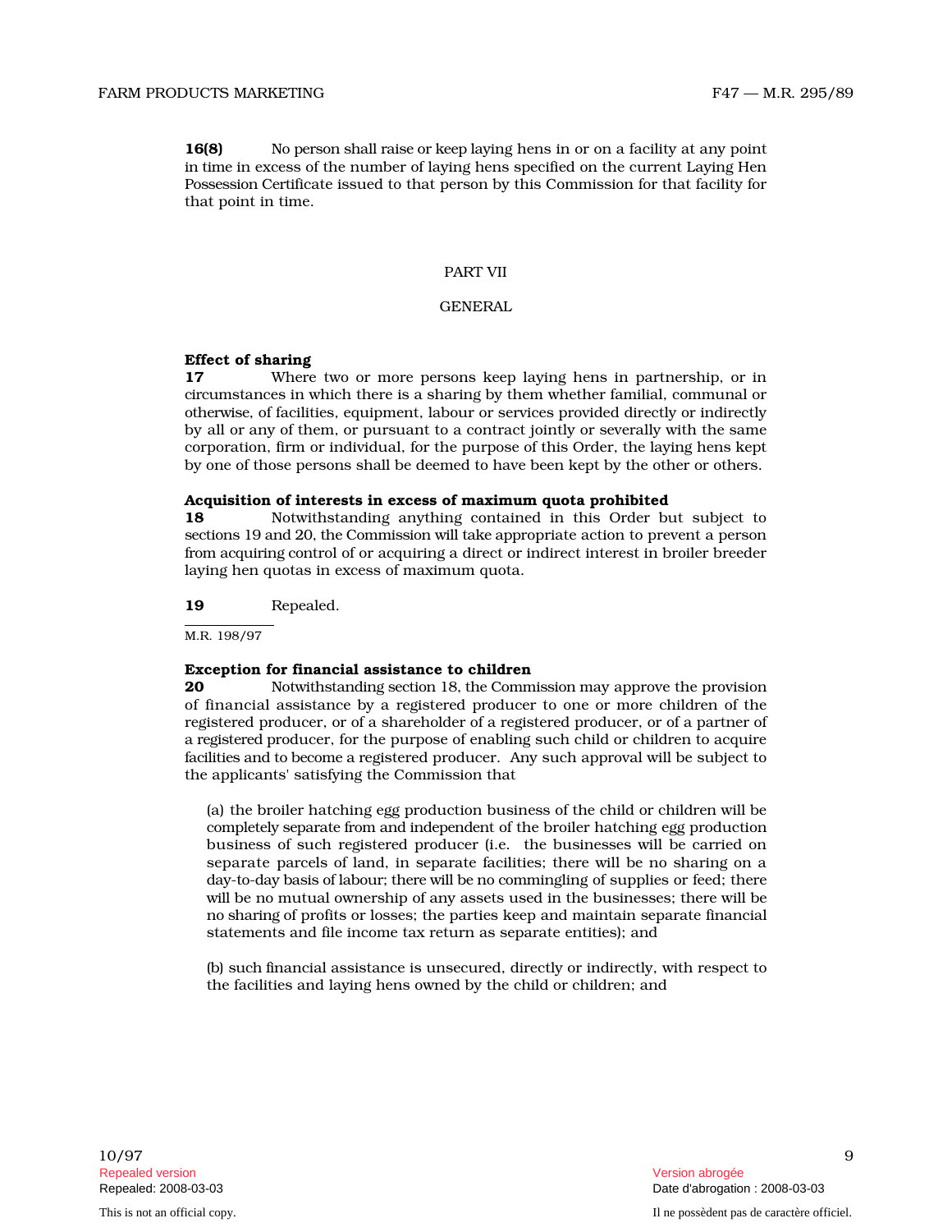**16(8)** No person shall raise or keep laying hens in or on a facility at any point in time in excess of the number of laying hens specified on the current Laying Hen Possession Certificate issued to that person by this Commission for that facility for that point in time.

## PART VII

## GENERAL

**Effect of sharing**

**17** Where two or more persons keep laying hens in partnership, or in circumstances in which there is a sharing by them whether familial, communal or otherwise, of facilities, equipment, labour or services provided directly or indirectly by all or any of them, or pursuant to a contract jointly or severally with the same corporation, firm or individual, for the purpose of this Order, the laying hens kept by one of those persons shall be deemed to have been kept by the other or others.

**Acquisition of interests in excess of maximum quota prohibited**

**18** Notwithstanding anything contained in this Order but subject to sections 19 and 20, the Commission will take appropriate action to prevent a person from acquiring control of or acquiring a direct or indirect interest in broiler breeder laying hen quotas in excess of maximum quota.

**19** Repealed.

M.R. 198/97

**Exception for financial assistance to children**

**20** Notwithstanding section 18, the Commission may approve the provision of financial assistance by a registered producer to one or more children of the registered producer, or of a shareholder of a registered producer, or of a partner of a registered producer, for the purpose of enabling such child or children to acquire facilities and to become a registered producer. Any such approval will be subject to the applicants' satisfying the Commission that

(a) the broiler hatching egg production business of the child or children will be completely separate from and independent of the broiler hatching egg production business of such registered producer (i.e. the businesses will be carried on separate parcels of land, in separate facilities; there will be no sharing on a day-to-day basis of labour; there will be no commingling of supplies or feed; there will be no mutual ownership of any assets used in the businesses; there will be no sharing of profits or losses; the parties keep and maintain separate financial statements and file income tax return as separate entities); and

(b) such financial assistance is unsecured, directly or indirectly, with respect to the facilities and laying hens owned by the child or children; and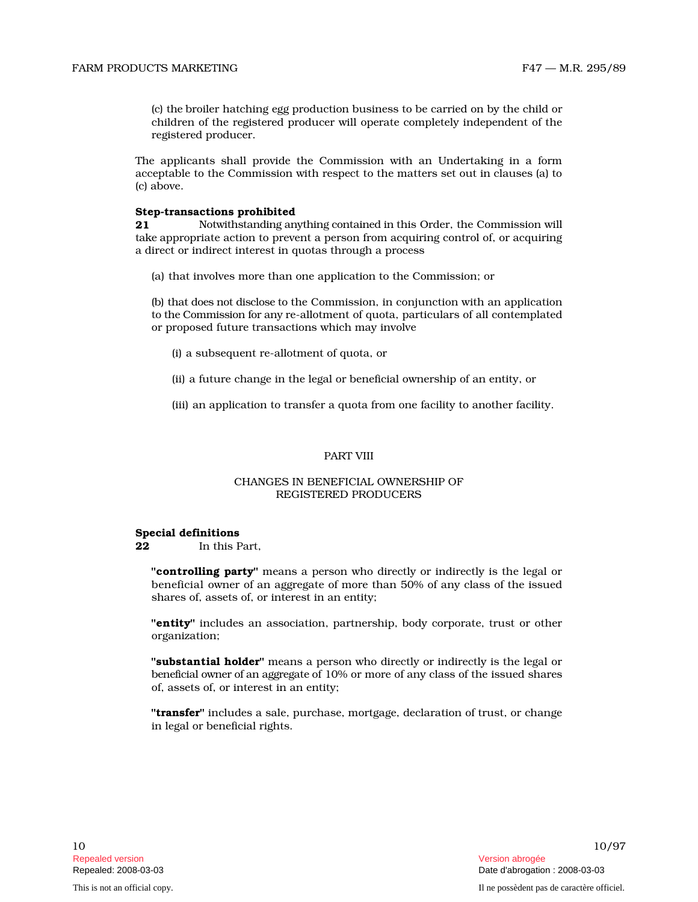(c) the broiler hatching egg production business to be carried on by the child or children of the registered producer will operate completely independent of the registered producer.

The applicants shall provide the Commission with an Undertaking in a form acceptable to the Commission with respect to the matters set out in clauses (a) to (c) above.

**Step-transactions prohibited**
**21** Notwithstanding anything contained in this Order, the Commission will take appropriate action to prevent a person from acquiring control of, or acquiring a direct or indirect interest in quotas through a process

(a) that involves more than one application to the Commission; or

(b) that does not disclose to the Commission, in conjunction with an application to the Commission for any re-allotment of quota, particulars of all contemplated or proposed future transactions which may involve

(i) a subsequent re-allotment of quota, or

(ii) a future change in the legal or beneficial ownership of an entity, or

(iii) an application to transfer a quota from one facility to another facility.

## PART VIII

## CHANGES IN BENEFICIAL OWNERSHIP OF REGISTERED PRODUCERS

**Special definitions**
**22** In this Part,

**"controlling party"** means a person who directly or indirectly is the legal or beneficial owner of an aggregate of more than 50% of any class of the issued shares of, assets of, or interest in an entity;

**"entity"** includes an association, partnership, body corporate, trust or other organization;

**"substantial holder"** means a person who directly or indirectly is the legal or beneficial owner of an aggregate of 10% or more of any class of the issued shares of, assets of, or interest in an entity;

**"transfer"** includes a sale, purchase, mortgage, declaration of trust, or change in legal or beneficial rights.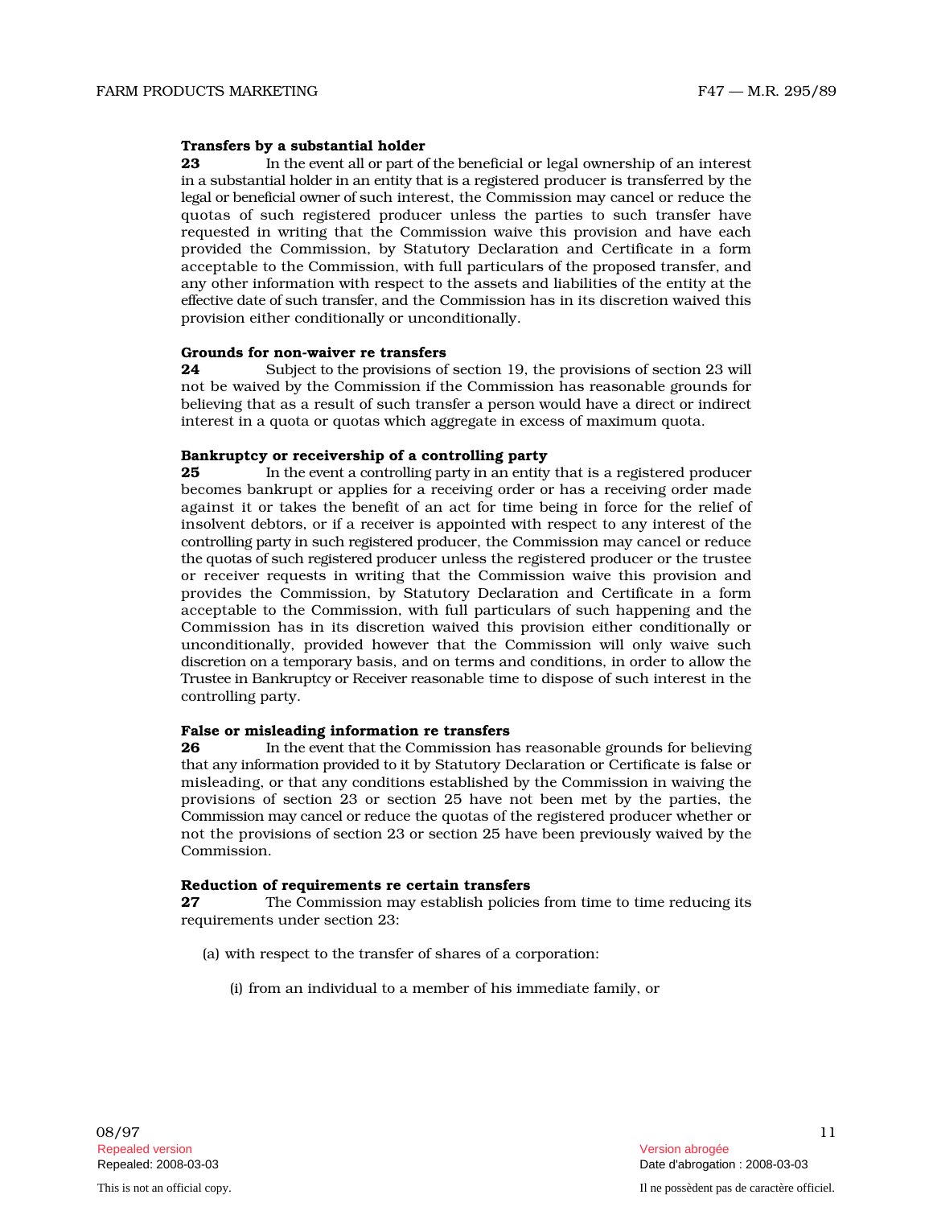**Transfers by a substantial holder**

**23** In the event all or part of the beneficial or legal ownership of an interest in a substantial holder in an entity that is a registered producer is transferred by the legal or beneficial owner of such interest, the Commission may cancel or reduce the quotas of such registered producer unless the parties to such transfer have requested in writing that the Commission waive this provision and have each provided the Commission, by Statutory Declaration and Certificate in a form acceptable to the Commission, with full particulars of the proposed transfer, and any other information with respect to the assets and liabilities of the entity at the effective date of such transfer, and the Commission has in its discretion waived this provision either conditionally or unconditionally.

**Grounds for non-waiver re transfers**

**24** Subject to the provisions of section 19, the provisions of section 23 will not be waived by the Commission if the Commission has reasonable grounds for believing that as a result of such transfer a person would have a direct or indirect interest in a quota or quotas which aggregate in excess of maximum quota.

**Bankruptcy or receivership of a controlling party**

**25** In the event a controlling party in an entity that is a registered producer becomes bankrupt or applies for a receiving order or has a receiving order made against it or takes the benefit of an act for time being in force for the relief of insolvent debtors, or if a receiver is appointed with respect to any interest of the controlling party in such registered producer, the Commission may cancel or reduce the quotas of such registered producer unless the registered producer or the trustee or receiver requests in writing that the Commission waive this provision and provides the Commission, by Statutory Declaration and Certificate in a form acceptable to the Commission, with full particulars of such happening and the Commission has in its discretion waived this provision either conditionally or unconditionally, provided however that the Commission will only waive such discretion on a temporary basis, and on terms and conditions, in order to allow the Trustee in Bankruptcy or Receiver reasonable time to dispose of such interest in the controlling party.

**False or misleading information re transfers**

**26** In the event that the Commission has reasonable grounds for believing that any information provided to it by Statutory Declaration or Certificate is false or misleading, or that any conditions established by the Commission in waiving the provisions of section 23 or section 25 have not been met by the parties, the Commission may cancel or reduce the quotas of the registered producer whether or not the provisions of section 23 or section 25 have been previously waived by the Commission.

**Reduction of requirements re certain transfers**

**27** The Commission may establish policies from time to time reducing its requirements under section 23:

(a) with respect to the transfer of shares of a corporation:

(i) from an individual to a member of his immediate family, or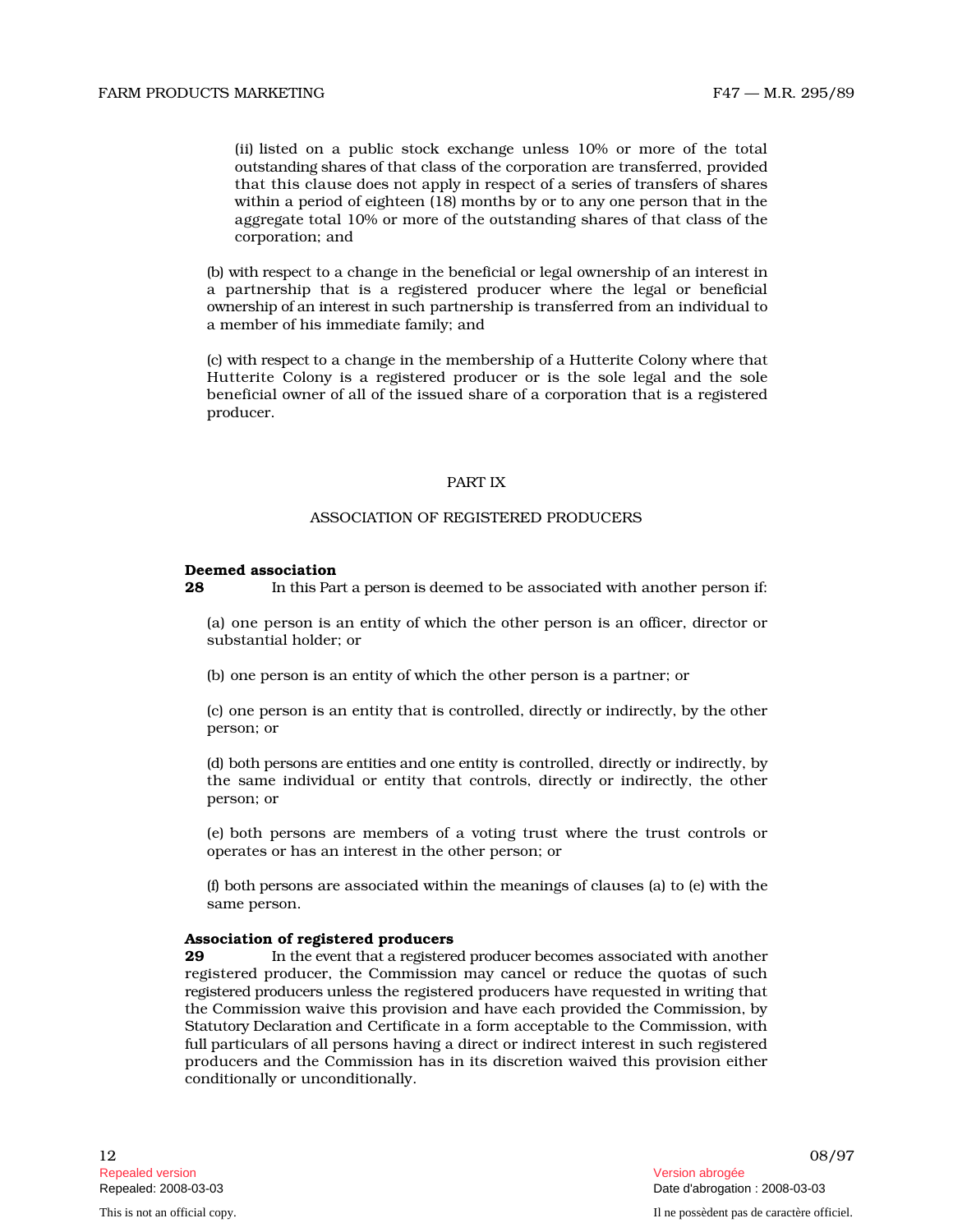(ii) listed on a public stock exchange unless 10% or more of the total outstanding shares of that class of the corporation are transferred, provided that this clause does not apply in respect of a series of transfers of shares within a period of eighteen (18) months by or to any one person that in the aggregate total 10% or more of the outstanding shares of that class of the corporation; and

(b) with respect to a change in the beneficial or legal ownership of an interest in a partnership that is a registered producer where the legal or beneficial ownership of an interest in such partnership is transferred from an individual to a member of his immediate family; and

(c) with respect to a change in the membership of a Hutterite Colony where that Hutterite Colony is a registered producer or is the sole legal and the sole beneficial owner of all of the issued share of a corporation that is a registered producer.

## PART IX

## ASSOCIATION OF REGISTERED PRODUCERS

**Deemed association**

**28** In this Part a person is deemed to be associated with another person if:

(a) one person is an entity of which the other person is an officer, director or substantial holder; or

(b) one person is an entity of which the other person is a partner; or

(c) one person is an entity that is controlled, directly or indirectly, by the other person; or

(d) both persons are entities and one entity is controlled, directly or indirectly, by the same individual or entity that controls, directly or indirectly, the other person; or

(e) both persons are members of a voting trust where the trust controls or operates or has an interest in the other person; or

(f) both persons are associated within the meanings of clauses (a) to (e) with the same person.

**Association of registered producers**

**29** In the event that a registered producer becomes associated with another registered producer, the Commission may cancel or reduce the quotas of such registered producers unless the registered producers have requested in writing that the Commission waive this provision and have each provided the Commission, by Statutory Declaration and Certificate in a form acceptable to the Commission, with full particulars of all persons having a direct or indirect interest in such registered producers and the Commission has in its discretion waived this provision either conditionally or unconditionally.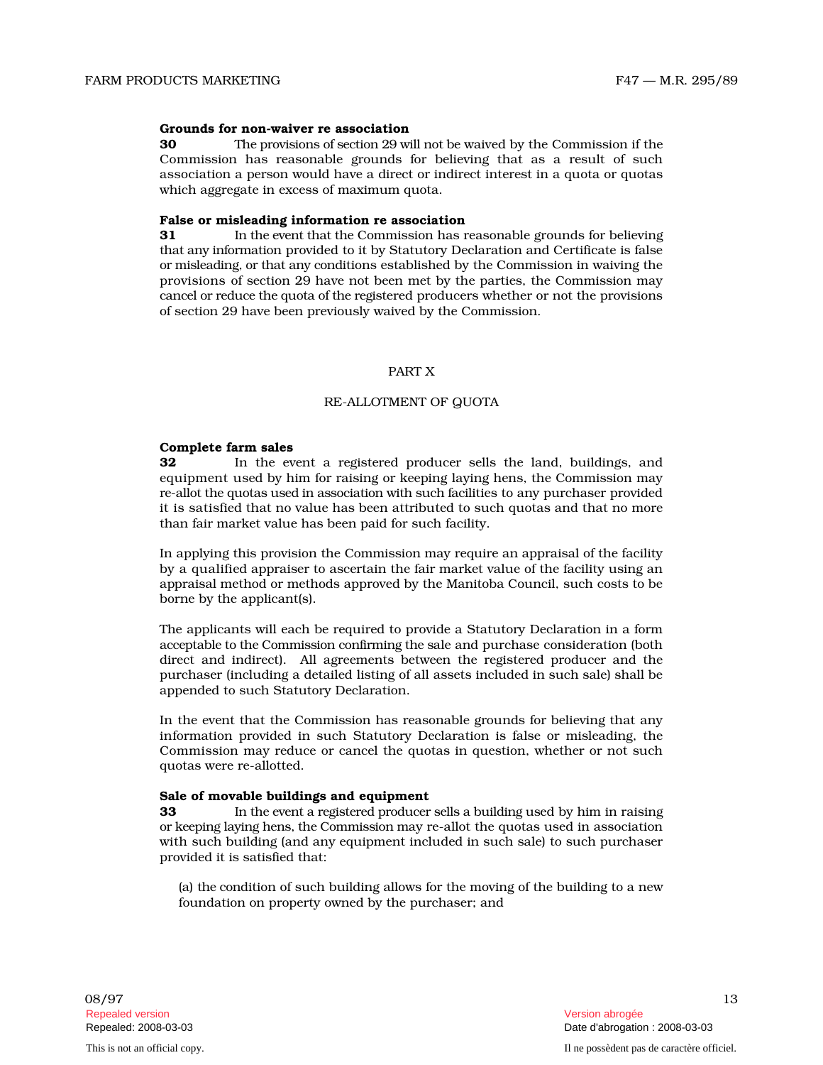**Grounds for non-waiver re association**

**30** The provisions of section 29 will not be waived by the Commission if the Commission has reasonable grounds for believing that as a result of such association a person would have a direct or indirect interest in a quota or quotas which aggregate in excess of maximum quota.

**False or misleading information re association**

**31** In the event that the Commission has reasonable grounds for believing that any information provided to it by Statutory Declaration and Certificate is false or misleading, or that any conditions established by the Commission in waiving the provisions of section 29 have not been met by the parties, the Commission may cancel or reduce the quota of the registered producers whether or not the provisions of section 29 have been previously waived by the Commission.

## PART X

## RE-ALLOTMENT OF QUOTA

**Complete farm sales**

**32** In the event a registered producer sells the land, buildings, and equipment used by him for raising or keeping laying hens, the Commission may re-allot the quotas used in association with such facilities to any purchaser provided it is satisfied that no value has been attributed to such quotas and that no more than fair market value has been paid for such facility.

In applying this provision the Commission may require an appraisal of the facility by a qualified appraiser to ascertain the fair market value of the facility using an appraisal method or methods approved by the Manitoba Council, such costs to be borne by the applicant(s).

The applicants will each be required to provide a Statutory Declaration in a form acceptable to the Commission confirming the sale and purchase consideration (both direct and indirect). All agreements between the registered producer and the purchaser (including a detailed listing of all assets included in such sale) shall be appended to such Statutory Declaration.

In the event that the Commission has reasonable grounds for believing that any information provided in such Statutory Declaration is false or misleading, the Commission may reduce or cancel the quotas in question, whether or not such quotas were re-allotted.

**Sale of movable buildings and equipment**

**33** In the event a registered producer sells a building used by him in raising or keeping laying hens, the Commission may re-allot the quotas used in association with such building (and any equipment included in such sale) to such purchaser provided it is satisfied that:

(a) the condition of such building allows for the moving of the building to a new foundation on property owned by the purchaser; and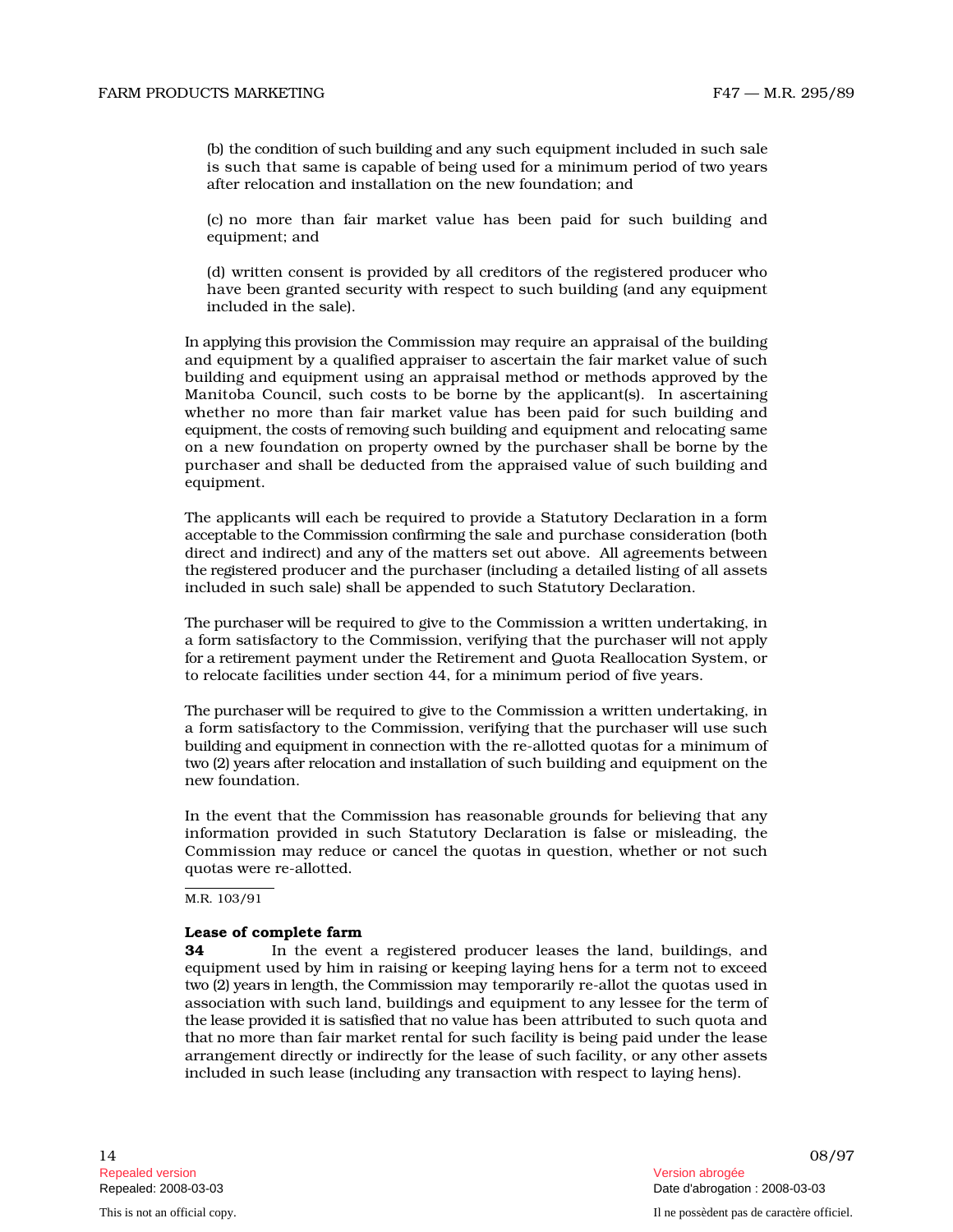(b) the condition of such building and any such equipment included in such sale is such that same is capable of being used for a minimum period of two years after relocation and installation on the new foundation; and

(c) no more than fair market value has been paid for such building and equipment; and

(d) written consent is provided by all creditors of the registered producer who have been granted security with respect to such building (and any equipment included in the sale).

In applying this provision the Commission may require an appraisal of the building and equipment by a qualified appraiser to ascertain the fair market value of such building and equipment using an appraisal method or methods approved by the Manitoba Council, such costs to be borne by the applicant(s). In ascertaining whether no more than fair market value has been paid for such building and equipment, the costs of removing such building and equipment and relocating same on a new foundation on property owned by the purchaser shall be borne by the purchaser and shall be deducted from the appraised value of such building and equipment.

The applicants will each be required to provide a Statutory Declaration in a form acceptable to the Commission confirming the sale and purchase consideration (both direct and indirect) and any of the matters set out above. All agreements between the registered producer and the purchaser (including a detailed listing of all assets included in such sale) shall be appended to such Statutory Declaration.

The purchaser will be required to give to the Commission a written undertaking, in a form satisfactory to the Commission, verifying that the purchaser will not apply for a retirement payment under the Retirement and Quota Reallocation System, or to relocate facilities under section 44, for a minimum period of five years.

The purchaser will be required to give to the Commission a written undertaking, in a form satisfactory to the Commission, verifying that the purchaser will use such building and equipment in connection with the re-allotted quotas for a minimum of two (2) years after relocation and installation of such building and equipment on the new foundation.

In the event that the Commission has reasonable grounds for believing that any information provided in such Statutory Declaration is false or misleading, the Commission may reduce or cancel the quotas in question, whether or not such quotas were re-allotted.

M.R. 103/91

**Lease of complete farm**

**34** In the event a registered producer leases the land, buildings, and equipment used by him in raising or keeping laying hens for a term not to exceed two (2) years in length, the Commission may temporarily re-allot the quotas used in association with such land, buildings and equipment to any lessee for the term of the lease provided it is satisfied that no value has been attributed to such quota and that no more than fair market rental for such facility is being paid under the lease arrangement directly or indirectly for the lease of such facility, or any other assets included in such lease (including any transaction with respect to laying hens).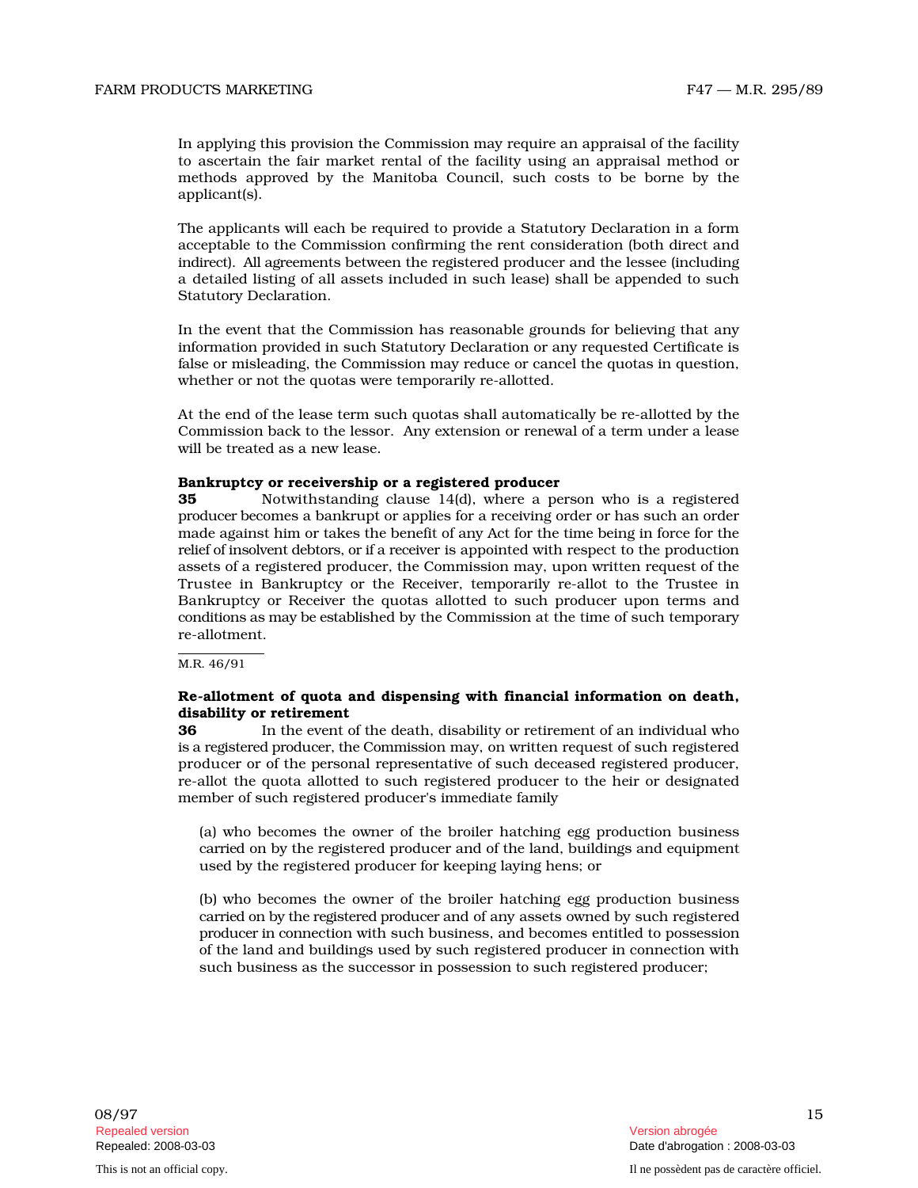In applying this provision the Commission may require an appraisal of the facility to ascertain the fair market rental of the facility using an appraisal method or methods approved by the Manitoba Council, such costs to be borne by the applicant(s).

The applicants will each be required to provide a Statutory Declaration in a form acceptable to the Commission confirming the rent consideration (both direct and indirect). All agreements between the registered producer and the lessee (including a detailed listing of all assets included in such lease) shall be appended to such Statutory Declaration.

In the event that the Commission has reasonable grounds for believing that any information provided in such Statutory Declaration or any requested Certificate is false or misleading, the Commission may reduce or cancel the quotas in question, whether or not the quotas were temporarily re-allotted.

At the end of the lease term such quotas shall automatically be re-allotted by the Commission back to the lessor. Any extension or renewal of a term under a lease will be treated as a new lease.

**Bankruptcy or receivership or a registered producer**

**35** Notwithstanding clause 14(d), where a person who is a registered producer becomes a bankrupt or applies for a receiving order or has such an order made against him or takes the benefit of any Act for the time being in force for the relief of insolvent debtors, or if a receiver is appointed with respect to the production assets of a registered producer, the Commission may, upon written request of the Trustee in Bankruptcy or the Receiver, temporarily re-allot to the Trustee in Bankruptcy or Receiver the quotas allotted to such producer upon terms and conditions as may be established by the Commission at the time of such temporary re-allotment.

M.R. 46/91

**Re-allotment of quota and dispensing with financial information on death, disability or retirement**

**36** In the event of the death, disability or retirement of an individual who is a registered producer, the Commission may, on written request of such registered producer or of the personal representative of such deceased registered producer, re-allot the quota allotted to such registered producer to the heir or designated member of such registered producer's immediate family

(a) who becomes the owner of the broiler hatching egg production business carried on by the registered producer and of the land, buildings and equipment used by the registered producer for keeping laying hens; or

(b) who becomes the owner of the broiler hatching egg production business carried on by the registered producer and of any assets owned by such registered producer in connection with such business, and becomes entitled to possession of the land and buildings used by such registered producer in connection with such business as the successor in possession to such registered producer;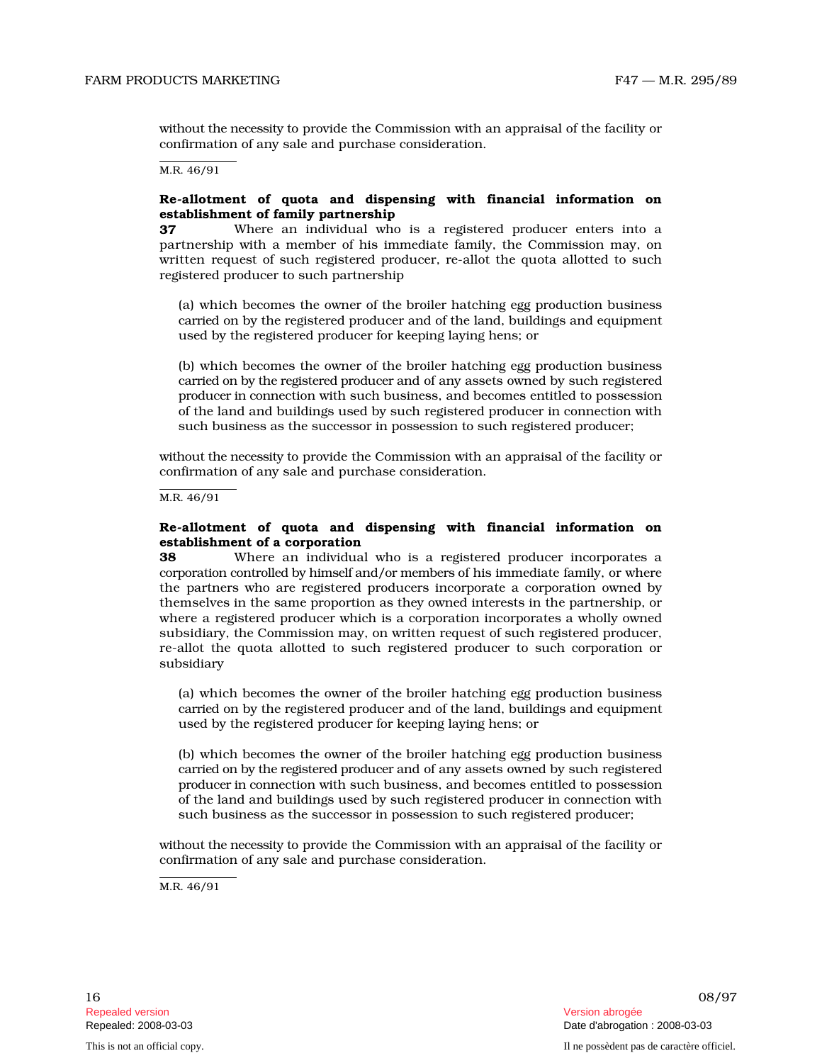without the necessity to provide the Commission with an appraisal of the facility or confirmation of any sale and purchase consideration.

M.R. 46/91

**Re-allotment of quota and dispensing with financial information on establishment of family partnership**

**37** Where an individual who is a registered producer enters into a partnership with a member of his immediate family, the Commission may, on written request of such registered producer, re-allot the quota allotted to such registered producer to such partnership

(a) which becomes the owner of the broiler hatching egg production business carried on by the registered producer and of the land, buildings and equipment used by the registered producer for keeping laying hens; or

(b) which becomes the owner of the broiler hatching egg production business carried on by the registered producer and of any assets owned by such registered producer in connection with such business, and becomes entitled to possession of the land and buildings used by such registered producer in connection with such business as the successor in possession to such registered producer;

without the necessity to provide the Commission with an appraisal of the facility or confirmation of any sale and purchase consideration.

M.R. 46/91

**Re-allotment of quota and dispensing with financial information on establishment of a corporation**

**38** Where an individual who is a registered producer incorporates a corporation controlled by himself and/or members of his immediate family, or where the partners who are registered producers incorporate a corporation owned by themselves in the same proportion as they owned interests in the partnership, or where a registered producer which is a corporation incorporates a wholly owned subsidiary, the Commission may, on written request of such registered producer, re-allot the quota allotted to such registered producer to such corporation or subsidiary

(a) which becomes the owner of the broiler hatching egg production business carried on by the registered producer and of the land, buildings and equipment used by the registered producer for keeping laying hens; or

(b) which becomes the owner of the broiler hatching egg production business carried on by the registered producer and of any assets owned by such registered producer in connection with such business, and becomes entitled to possession of the land and buildings used by such registered producer in connection with such business as the successor in possession to such registered producer;

without the necessity to provide the Commission with an appraisal of the facility or confirmation of any sale and purchase consideration.

M.R. 46/91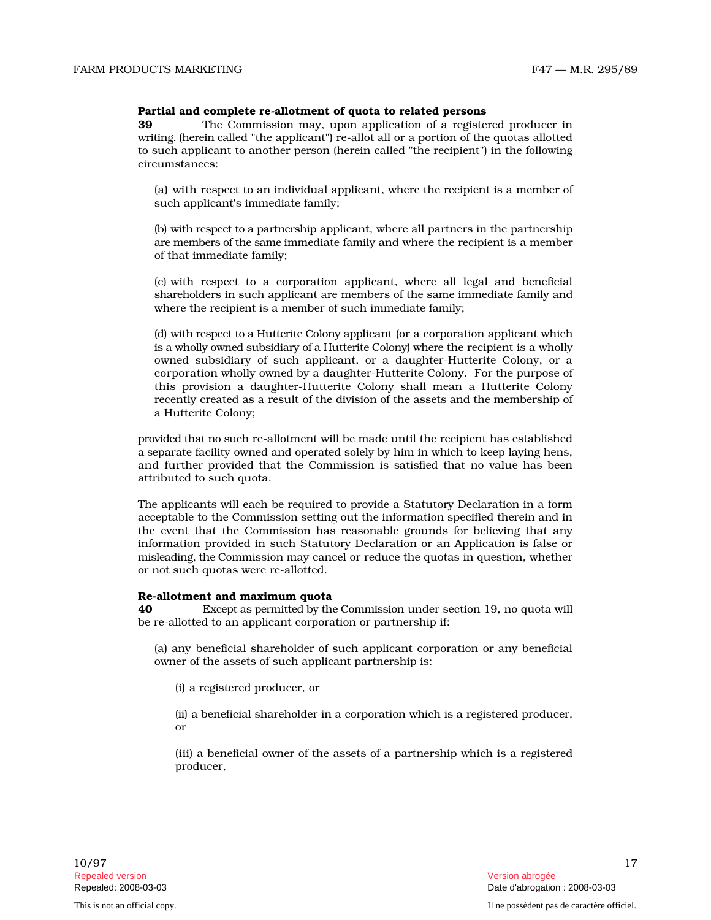**Partial and complete re-allotment of quota to related persons**

**39** The Commission may, upon application of a registered producer in writing, (herein called "the applicant") re-allot all or a portion of the quotas allotted to such applicant to another person (herein called "the recipient") in the following circumstances:

(a) with respect to an individual applicant, where the recipient is a member of such applicant's immediate family;

(b) with respect to a partnership applicant, where all partners in the partnership are members of the same immediate family and where the recipient is a member of that immediate family;

(c) with respect to a corporation applicant, where all legal and beneficial shareholders in such applicant are members of the same immediate family and where the recipient is a member of such immediate family;

(d) with respect to a Hutterite Colony applicant (or a corporation applicant which is a wholly owned subsidiary of a Hutterite Colony) where the recipient is a wholly owned subsidiary of such applicant, or a daughter-Hutterite Colony, or a corporation wholly owned by a daughter-Hutterite Colony. For the purpose of this provision a daughter-Hutterite Colony shall mean a Hutterite Colony recently created as a result of the division of the assets and the membership of a Hutterite Colony;

provided that no such re-allotment will be made until the recipient has established a separate facility owned and operated solely by him in which to keep laying hens, and further provided that the Commission is satisfied that no value has been attributed to such quota.

The applicants will each be required to provide a Statutory Declaration in a form acceptable to the Commission setting out the information specified therein and in the event that the Commission has reasonable grounds for believing that any information provided in such Statutory Declaration or an Application is false or misleading, the Commission may cancel or reduce the quotas in question, whether or not such quotas were re-allotted.

**Re-allotment and maximum quota**

**40** Except as permitted by the Commission under section 19, no quota will be re-allotted to an applicant corporation or partnership if:

(a) any beneficial shareholder of such applicant corporation or any beneficial owner of the assets of such applicant partnership is:

(i) a registered producer, or

(ii) a beneficial shareholder in a corporation which is a registered producer, or

(iii) a beneficial owner of the assets of a partnership which is a registered producer,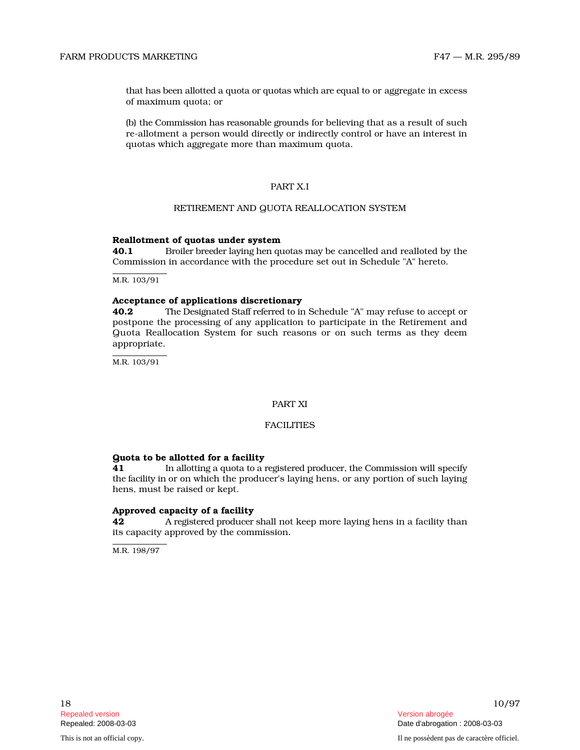that has been allotted a quota or quotas which are equal to or aggregate in excess of maximum quota; or

(b) the Commission has reasonable grounds for believing that as a result of such re-allotment a person would directly or indirectly control or have an interest in quotas which aggregate more than maximum quota.

## PART X.I

## RETIREMENT AND QUOTA REALLOCATION SYSTEM

**Reallotment of quotas under system**

**40.1** Broiler breeder laying hen quotas may be cancelled and realloted by the Commission in accordance with the procedure set out in Schedule "A" hereto.

M.R. 103/91

**Acceptance of applications discretionary**

**40.2** The Designated Staff referred to in Schedule "A" may refuse to accept or postpone the processing of any application to participate in the Retirement and Quota Reallocation System for such reasons or on such terms as they deem appropriate.

M.R. 103/91

## PART XI

## FACILITIES

**Quota to be allotted for a facility**

**41** In allotting a quota to a registered producer, the Commission will specify the facility in or on which the producer's laying hens, or any portion of such laying hens, must be raised or kept.

**Approved capacity of a facility**

**42** A registered producer shall not keep more laying hens in a facility than its capacity approved by the commission.

M.R. 198/97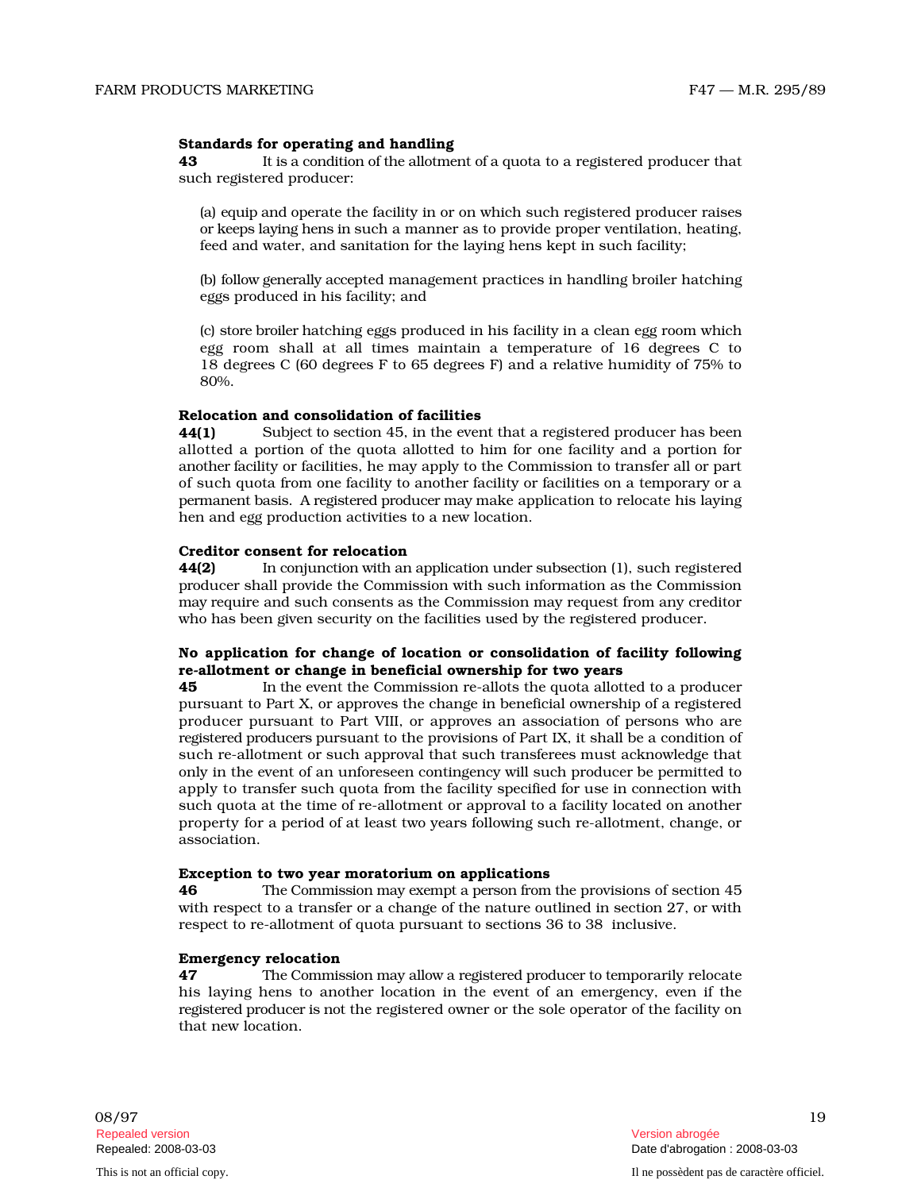**Standards for operating and handling**

**43** It is a condition of the allotment of a quota to a registered producer that such registered producer:

(a) equip and operate the facility in or on which such registered producer raises or keeps laying hens in such a manner as to provide proper ventilation, heating, feed and water, and sanitation for the laying hens kept in such facility;

(b) follow generally accepted management practices in handling broiler hatching eggs produced in his facility; and

(c) store broiler hatching eggs produced in his facility in a clean egg room which egg room shall at all times maintain a temperature of 16 degrees C to 18 degrees C (60 degrees F to 65 degrees F) and a relative humidity of 75% to 80%.

**Relocation and consolidation of facilities**

**44(1)** Subject to section 45, in the event that a registered producer has been allotted a portion of the quota allotted to him for one facility and a portion for another facility or facilities, he may apply to the Commission to transfer all or part of such quota from one facility to another facility or facilities on a temporary or a permanent basis. A registered producer may make application to relocate his laying hen and egg production activities to a new location.

**Creditor consent for relocation**

**44(2)** In conjunction with an application under subsection (1), such registered producer shall provide the Commission with such information as the Commission may require and such consents as the Commission may request from any creditor who has been given security on the facilities used by the registered producer.

**No application for change of location or consolidation of facility following re-allotment or change in beneficial ownership for two years**

**45** In the event the Commission re-allots the quota allotted to a producer pursuant to Part X, or approves the change in beneficial ownership of a registered producer pursuant to Part VIII, or approves an association of persons who are registered producers pursuant to the provisions of Part IX, it shall be a condition of such re-allotment or such approval that such transferees must acknowledge that only in the event of an unforeseen contingency will such producer be permitted to apply to transfer such quota from the facility specified for use in connection with such quota at the time of re-allotment or approval to a facility located on another property for a period of at least two years following such re-allotment, change, or association.

**Exception to two year moratorium on applications**

**46** The Commission may exempt a person from the provisions of section 45 with respect to a transfer or a change of the nature outlined in section 27, or with respect to re-allotment of quota pursuant to sections 36 to 38 inclusive.

**Emergency relocation**

**47** The Commission may allow a registered producer to temporarily relocate his laying hens to another location in the event of an emergency, even if the registered producer is not the registered owner or the sole operator of the facility on that new location.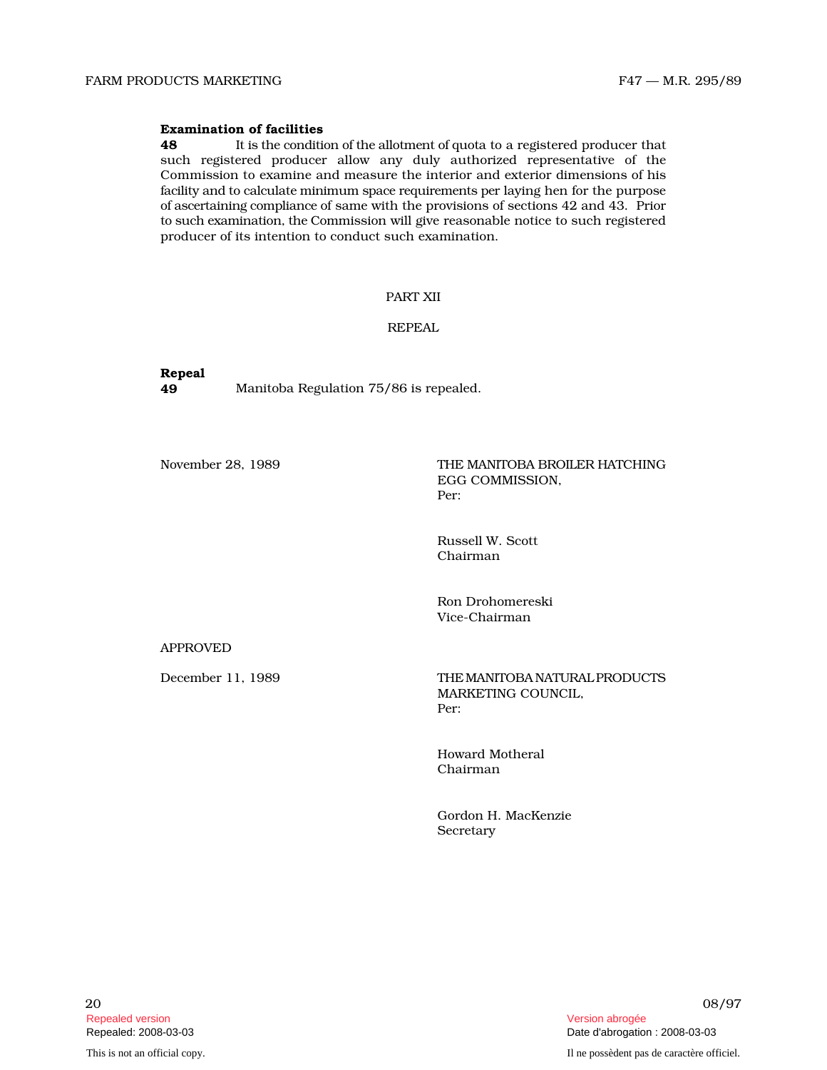**Examination of facilities**

**48** It is the condition of the allotment of quota to a registered producer that such registered producer allow any duly authorized representative of the Commission to examine and measure the interior and exterior dimensions of his facility and to calculate minimum space requirements per laying hen for the purpose of ascertaining compliance of same with the provisions of sections 42 and 43. Prior to such examination, the Commission will give reasonable notice to such registered producer of its intention to conduct such examination.

## PART XII

## REPEAL

**Repeal**

**49** Manitoba Regulation 75/86 is repealed.

November 28, 1989

THE MANITOBA BROILER HATCHING EGG COMMISSION,
Per:

Russell W. Scott
Chairman

Ron Drohomereski
Vice-Chairman

APPROVED

December 11, 1989

THE MANITOBA NATURAL PRODUCTS MARKETING COUNCIL,
Per:

Howard Motheral
Chairman

Gordon H. MacKenzie
Secretary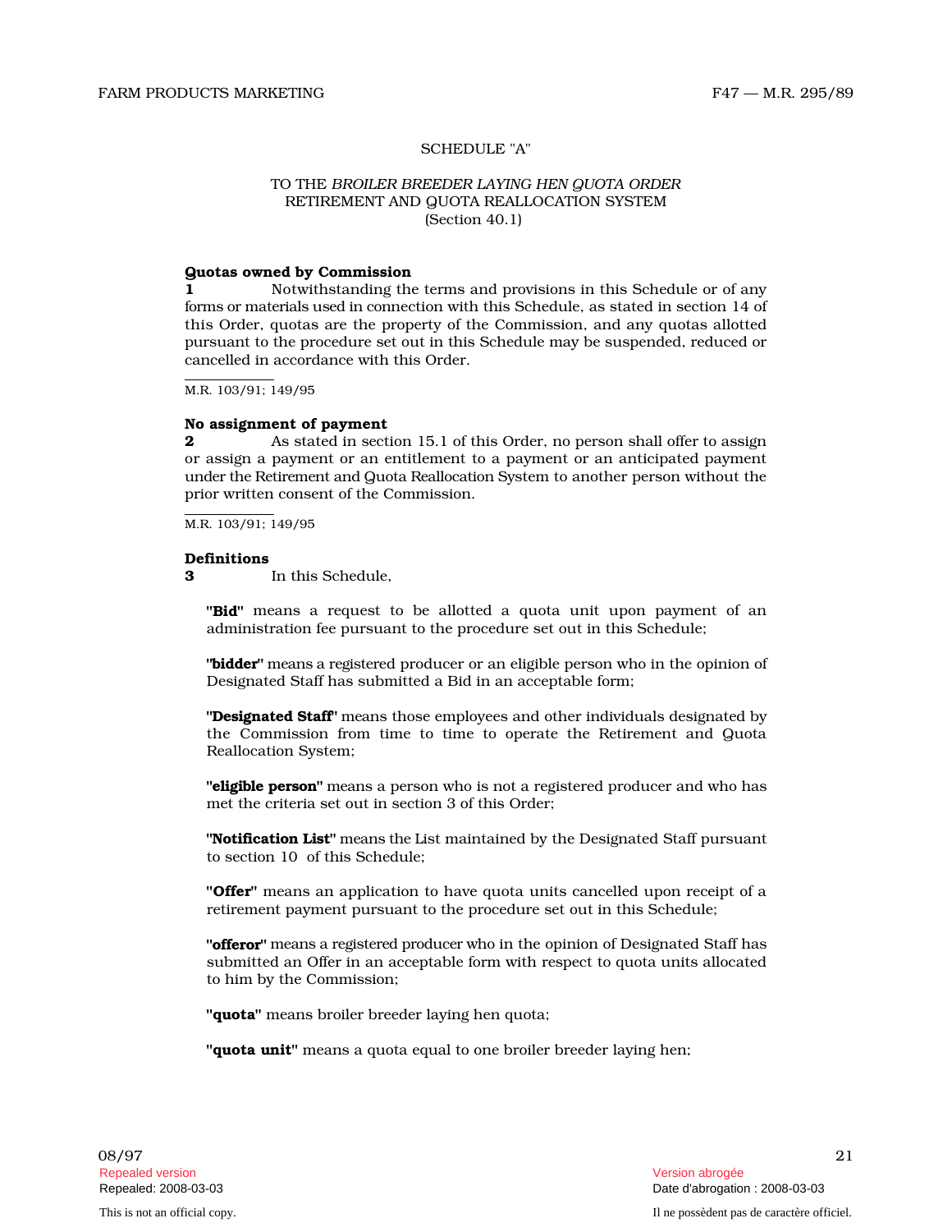SCHEDULE "A"

TO THE *BROILER BREEDER LAYING HEN QUOTA ORDER*
RETIREMENT AND QUOTA REALLOCATION SYSTEM
(Section 40.1)

**Quotas owned by Commission**

**1** Notwithstanding the terms and provisions in this Schedule or of any forms or materials used in connection with this Schedule, as stated in section 14 of this Order, quotas are the property of the Commission, and any quotas allotted pursuant to the procedure set out in this Schedule may be suspended, reduced or cancelled in accordance with this Order.

M.R. 103/91; 149/95

**No assignment of payment**

**2** As stated in section 15.1 of this Order, no person shall offer to assign or assign a payment or an entitlement to a payment or an anticipated payment under the Retirement and Quota Reallocation System to another person without the prior written consent of the Commission.

M.R. 103/91; 149/95

**Definitions**

**3** In this Schedule,

**"Bid"** means a request to be allotted a quota unit upon payment of an administration fee pursuant to the procedure set out in this Schedule;

**"bidder"** means a registered producer or an eligible person who in the opinion of Designated Staff has submitted a Bid in an acceptable form;

**"Designated Staff"** means those employees and other individuals designated by the Commission from time to time to operate the Retirement and Quota Reallocation System;

**"eligible person"** means a person who is not a registered producer and who has met the criteria set out in section 3 of this Order;

**"Notification List"** means the List maintained by the Designated Staff pursuant to section 10 of this Schedule;

**"Offer"** means an application to have quota units cancelled upon receipt of a retirement payment pursuant to the procedure set out in this Schedule;

**"offeror"** means a registered producer who in the opinion of Designated Staff has submitted an Offer in an acceptable form with respect to quota units allocated to him by the Commission;

**"quota"** means broiler breeder laying hen quota;

**"quota unit"** means a quota equal to one broiler breeder laying hen;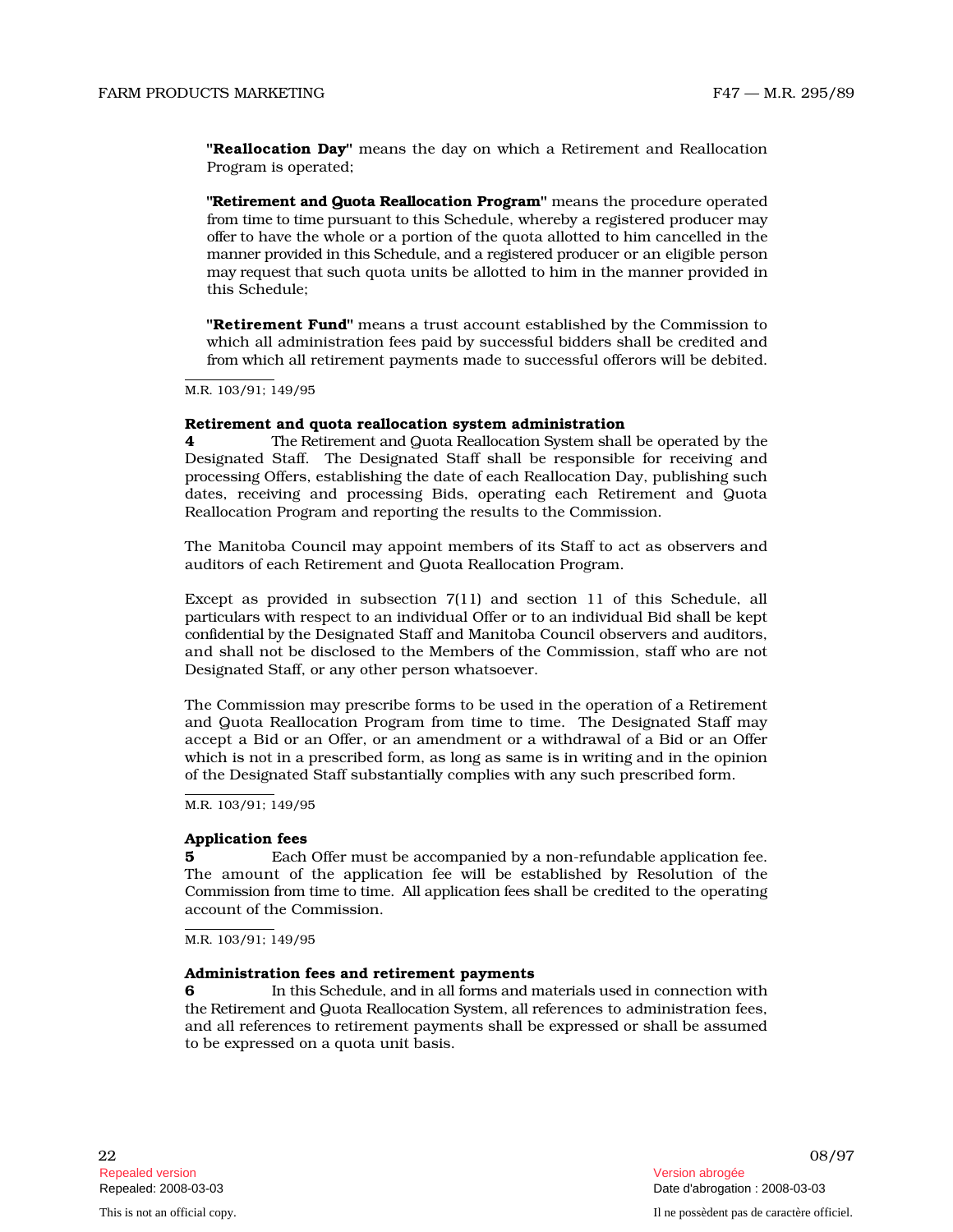**"Reallocation Day"** means the day on which a Retirement and Reallocation Program is operated;

**"Retirement and Quota Reallocation Program"** means the procedure operated from time to time pursuant to this Schedule, whereby a registered producer may offer to have the whole or a portion of the quota allotted to him cancelled in the manner provided in this Schedule, and a registered producer or an eligible person may request that such quota units be allotted to him in the manner provided in this Schedule;

**"Retirement Fund"** means a trust account established by the Commission to which all administration fees paid by successful bidders shall be credited and from which all retirement payments made to successful offerors will be debited.

M.R. 103/91; 149/95

**Retirement and quota reallocation system administration**

**4** The Retirement and Quota Reallocation System shall be operated by the Designated Staff. The Designated Staff shall be responsible for receiving and processing Offers, establishing the date of each Reallocation Day, publishing such dates, receiving and processing Bids, operating each Retirement and Quota Reallocation Program and reporting the results to the Commission.

The Manitoba Council may appoint members of its Staff to act as observers and auditors of each Retirement and Quota Reallocation Program.

Except as provided in subsection 7(11) and section 11 of this Schedule, all particulars with respect to an individual Offer or to an individual Bid shall be kept confidential by the Designated Staff and Manitoba Council observers and auditors, and shall not be disclosed to the Members of the Commission, staff who are not Designated Staff, or any other person whatsoever.

The Commission may prescribe forms to be used in the operation of a Retirement and Quota Reallocation Program from time to time. The Designated Staff may accept a Bid or an Offer, or an amendment or a withdrawal of a Bid or an Offer which is not in a prescribed form, as long as same is in writing and in the opinion of the Designated Staff substantially complies with any such prescribed form.

M.R. 103/91; 149/95

**Application fees**

**5** Each Offer must be accompanied by a non-refundable application fee. The amount of the application fee will be established by Resolution of the Commission from time to time. All application fees shall be credited to the operating account of the Commission.

M.R. 103/91; 149/95

**Administration fees and retirement payments**

**6** In this Schedule, and in all forms and materials used in connection with the Retirement and Quota Reallocation System, all references to administration fees, and all references to retirement payments shall be expressed or shall be assumed to be expressed on a quota unit basis.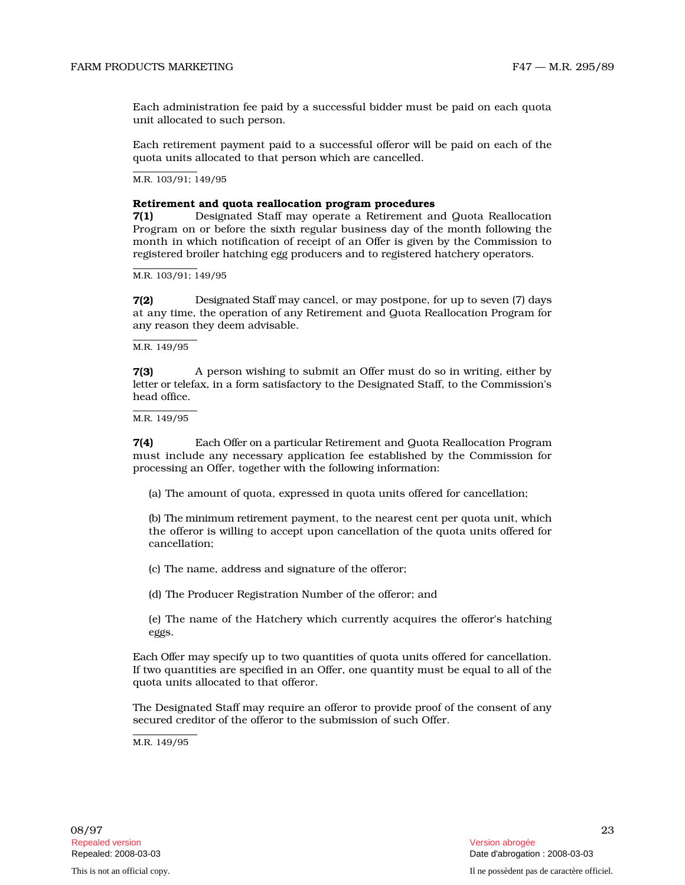Each administration fee paid by a successful bidder must be paid on each quota unit allocated to such person.

Each retirement payment paid to a successful offeror will be paid on each of the quota units allocated to that person which are cancelled.

M.R. 103/91; 149/95

**Retirement and quota reallocation program procedures**

**7(1)** Designated Staff may operate a Retirement and Quota Reallocation Program on or before the sixth regular business day of the month following the month in which notification of receipt of an Offer is given by the Commission to registered broiler hatching egg producers and to registered hatchery operators.

M.R. 103/91; 149/95

**7(2)** Designated Staff may cancel, or may postpone, for up to seven (7) days at any time, the operation of any Retirement and Quota Reallocation Program for any reason they deem advisable.

M.R. 149/95

**7(3)** A person wishing to submit an Offer must do so in writing, either by letter or telefax, in a form satisfactory to the Designated Staff, to the Commission's head office.

M.R. 149/95

**7(4)** Each Offer on a particular Retirement and Quota Reallocation Program must include any necessary application fee established by the Commission for processing an Offer, together with the following information:

(a) The amount of quota, expressed in quota units offered for cancellation;

(b) The minimum retirement payment, to the nearest cent per quota unit, which the offeror is willing to accept upon cancellation of the quota units offered for cancellation;

(c) The name, address and signature of the offeror;

(d) The Producer Registration Number of the offeror; and

(e) The name of the Hatchery which currently acquires the offeror's hatching eggs.

Each Offer may specify up to two quantities of quota units offered for cancellation. If two quantities are specified in an Offer, one quantity must be equal to all of the quota units allocated to that offeror.

The Designated Staff may require an offeror to provide proof of the consent of any secured creditor of the offeror to the submission of such Offer.

M.R. 149/95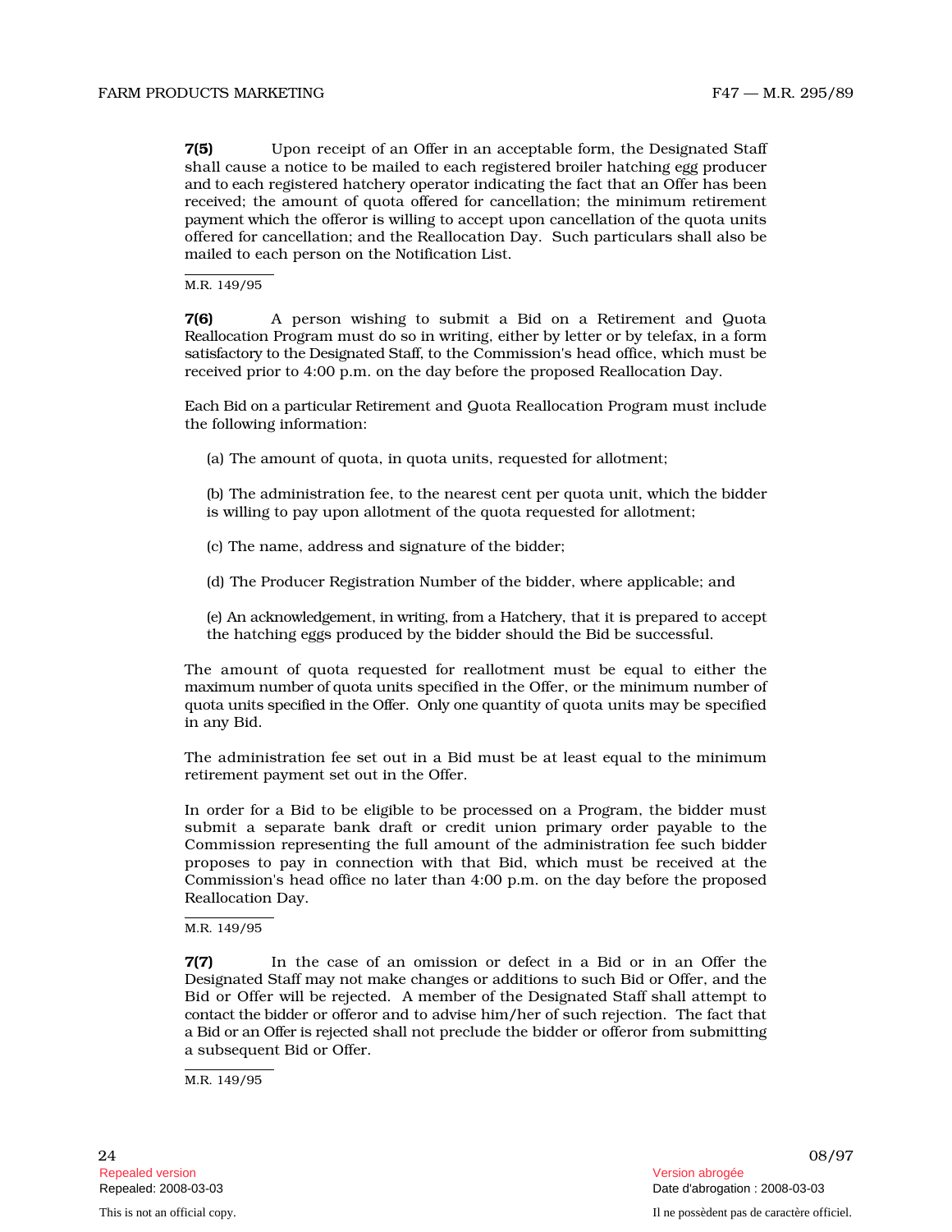**7(5)** Upon receipt of an Offer in an acceptable form, the Designated Staff shall cause a notice to be mailed to each registered broiler hatching egg producer and to each registered hatchery operator indicating the fact that an Offer has been received; the amount of quota offered for cancellation; the minimum retirement payment which the offeror is willing to accept upon cancellation of the quota units offered for cancellation; and the Reallocation Day. Such particulars shall also be mailed to each person on the Notification List.

M.R. 149/95

**7(6)** A person wishing to submit a Bid on a Retirement and Quota Reallocation Program must do so in writing, either by letter or by telefax, in a form satisfactory to the Designated Staff, to the Commission's head office, which must be received prior to 4:00 p.m. on the day before the proposed Reallocation Day.

Each Bid on a particular Retirement and Quota Reallocation Program must include the following information:

(a) The amount of quota, in quota units, requested for allotment;

(b) The administration fee, to the nearest cent per quota unit, which the bidder is willing to pay upon allotment of the quota requested for allotment;

(c) The name, address and signature of the bidder;

(d) The Producer Registration Number of the bidder, where applicable; and

(e) An acknowledgement, in writing, from a Hatchery, that it is prepared to accept the hatching eggs produced by the bidder should the Bid be successful.

The amount of quota requested for reallotment must be equal to either the maximum number of quota units specified in the Offer, or the minimum number of quota units specified in the Offer. Only one quantity of quota units may be specified in any Bid.

The administration fee set out in a Bid must be at least equal to the minimum retirement payment set out in the Offer.

In order for a Bid to be eligible to be processed on a Program, the bidder must submit a separate bank draft or credit union primary order payable to the Commission representing the full amount of the administration fee such bidder proposes to pay in connection with that Bid, which must be received at the Commission's head office no later than 4:00 p.m. on the day before the proposed Reallocation Day.

M.R. 149/95

**7(7)** In the case of an omission or defect in a Bid or in an Offer the Designated Staff may not make changes or additions to such Bid or Offer, and the Bid or Offer will be rejected. A member of the Designated Staff shall attempt to contact the bidder or offeror and to advise him/her of such rejection. The fact that a Bid or an Offer is rejected shall not preclude the bidder or offeror from submitting a subsequent Bid or Offer.

M.R. 149/95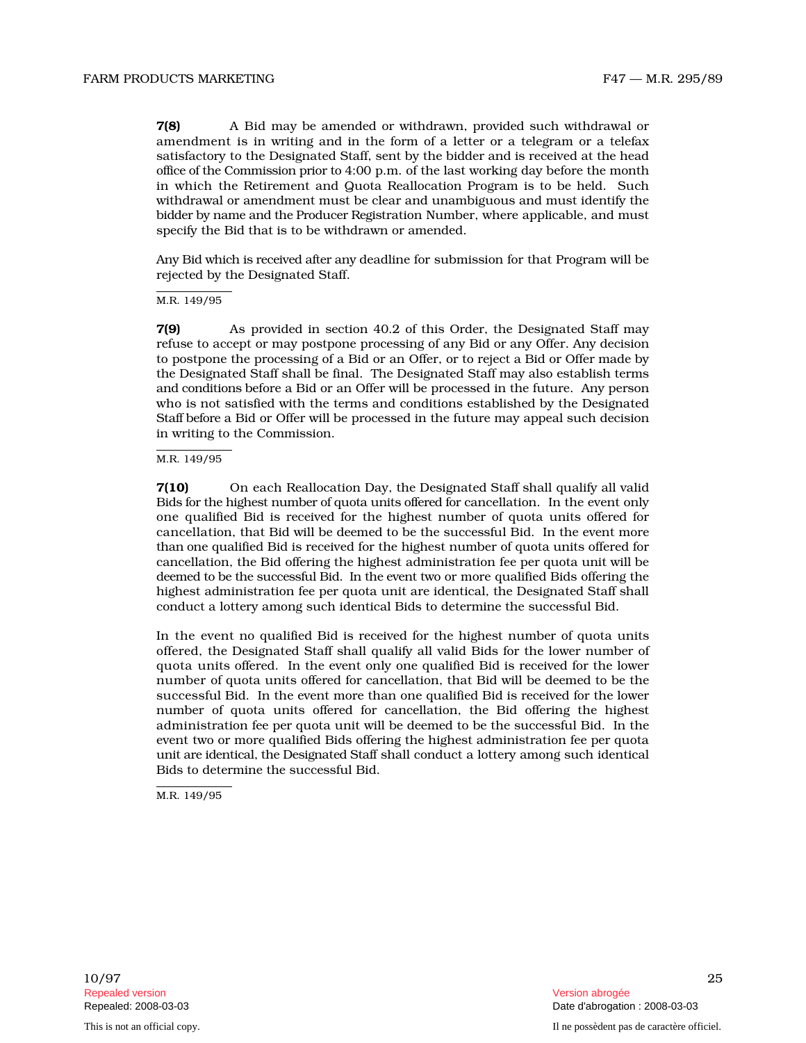**7(8)** A Bid may be amended or withdrawn, provided such withdrawal or amendment is in writing and in the form of a letter or a telegram or a telefax satisfactory to the Designated Staff, sent by the bidder and is received at the head office of the Commission prior to 4:00 p.m. of the last working day before the month in which the Retirement and Quota Reallocation Program is to be held. Such withdrawal or amendment must be clear and unambiguous and must identify the bidder by name and the Producer Registration Number, where applicable, and must specify the Bid that is to be withdrawn or amended.

Any Bid which is received after any deadline for submission for that Program will be rejected by the Designated Staff.

M.R. 149/95

**7(9)** As provided in section 40.2 of this Order, the Designated Staff may refuse to accept or may postpone processing of any Bid or any Offer. Any decision to postpone the processing of a Bid or an Offer, or to reject a Bid or Offer made by the Designated Staff shall be final. The Designated Staff may also establish terms and conditions before a Bid or an Offer will be processed in the future. Any person who is not satisfied with the terms and conditions established by the Designated Staff before a Bid or Offer will be processed in the future may appeal such decision in writing to the Commission.

M.R. 149/95

**7(10)** On each Reallocation Day, the Designated Staff shall qualify all valid Bids for the highest number of quota units offered for cancellation. In the event only one qualified Bid is received for the highest number of quota units offered for cancellation, that Bid will be deemed to be the successful Bid. In the event more than one qualified Bid is received for the highest number of quota units offered for cancellation, the Bid offering the highest administration fee per quota unit will be deemed to be the successful Bid. In the event two or more qualified Bids offering the highest administration fee per quota unit are identical, the Designated Staff shall conduct a lottery among such identical Bids to determine the successful Bid.

In the event no qualified Bid is received for the highest number of quota units offered, the Designated Staff shall qualify all valid Bids for the lower number of quota units offered. In the event only one qualified Bid is received for the lower number of quota units offered for cancellation, that Bid will be deemed to be the successful Bid. In the event more than one qualified Bid is received for the lower number of quota units offered for cancellation, the Bid offering the highest administration fee per quota unit will be deemed to be the successful Bid. In the event two or more qualified Bids offering the highest administration fee per quota unit are identical, the Designated Staff shall conduct a lottery among such identical Bids to determine the successful Bid.

M.R. 149/95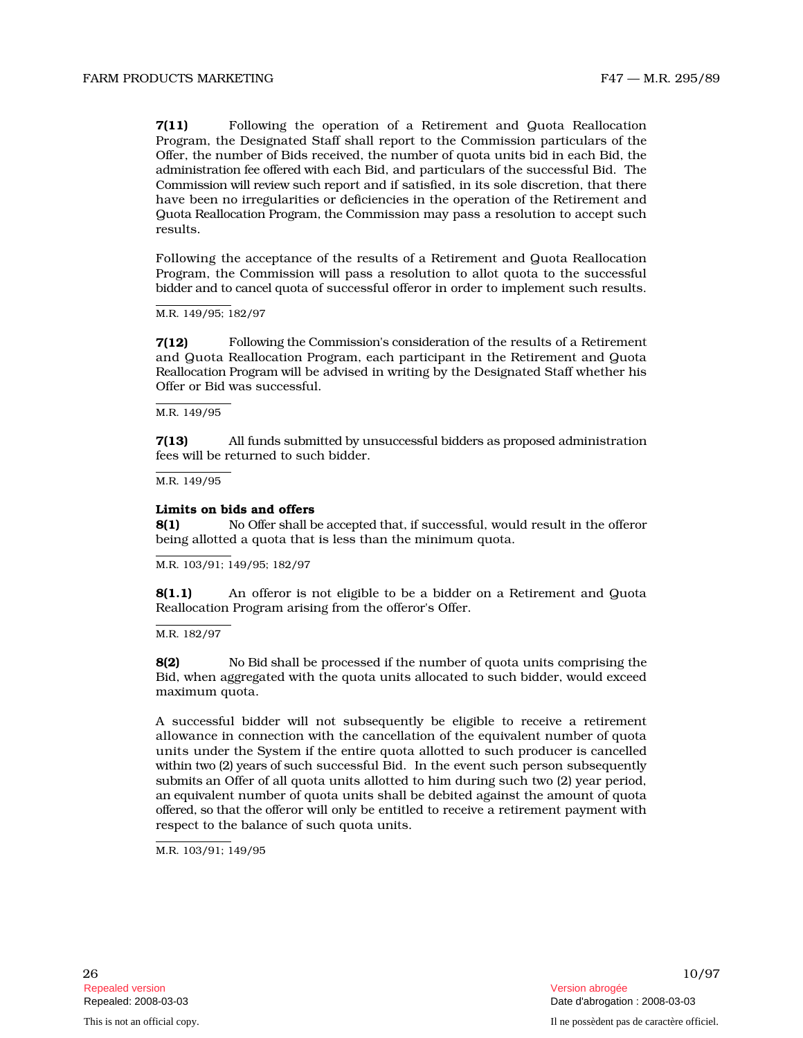**7(11)** Following the operation of a Retirement and Quota Reallocation Program, the Designated Staff shall report to the Commission particulars of the Offer, the number of Bids received, the number of quota units bid in each Bid, the administration fee offered with each Bid, and particulars of the successful Bid. The Commission will review such report and if satisfied, in its sole discretion, that there have been no irregularities or deficiencies in the operation of the Retirement and Quota Reallocation Program, the Commission may pass a resolution to accept such results.

Following the acceptance of the results of a Retirement and Quota Reallocation Program, the Commission will pass a resolution to allot quota to the successful bidder and to cancel quota of successful offeror in order to implement such results.

M.R. 149/95; 182/97

**7(12)** Following the Commission's consideration of the results of a Retirement and Quota Reallocation Program, each participant in the Retirement and Quota Reallocation Program will be advised in writing by the Designated Staff whether his Offer or Bid was successful.

M.R. 149/95

**7(13)** All funds submitted by unsuccessful bidders as proposed administration fees will be returned to such bidder.

M.R. 149/95

**Limits on bids and offers**

**8(1)** No Offer shall be accepted that, if successful, would result in the offeror being allotted a quota that is less than the minimum quota.

M.R. 103/91; 149/95; 182/97

**8(1.1)** An offeror is not eligible to be a bidder on a Retirement and Quota Reallocation Program arising from the offeror's Offer.

M.R. 182/97

**8(2)** No Bid shall be processed if the number of quota units comprising the Bid, when aggregated with the quota units allocated to such bidder, would exceed maximum quota.

A successful bidder will not subsequently be eligible to receive a retirement allowance in connection with the cancellation of the equivalent number of quota units under the System if the entire quota allotted to such producer is cancelled within two (2) years of such successful Bid. In the event such person subsequently submits an Offer of all quota units allotted to him during such two (2) year period, an equivalent number of quota units shall be debited against the amount of quota offered, so that the offeror will only be entitled to receive a retirement payment with respect to the balance of such quota units.

M.R. 103/91; 149/95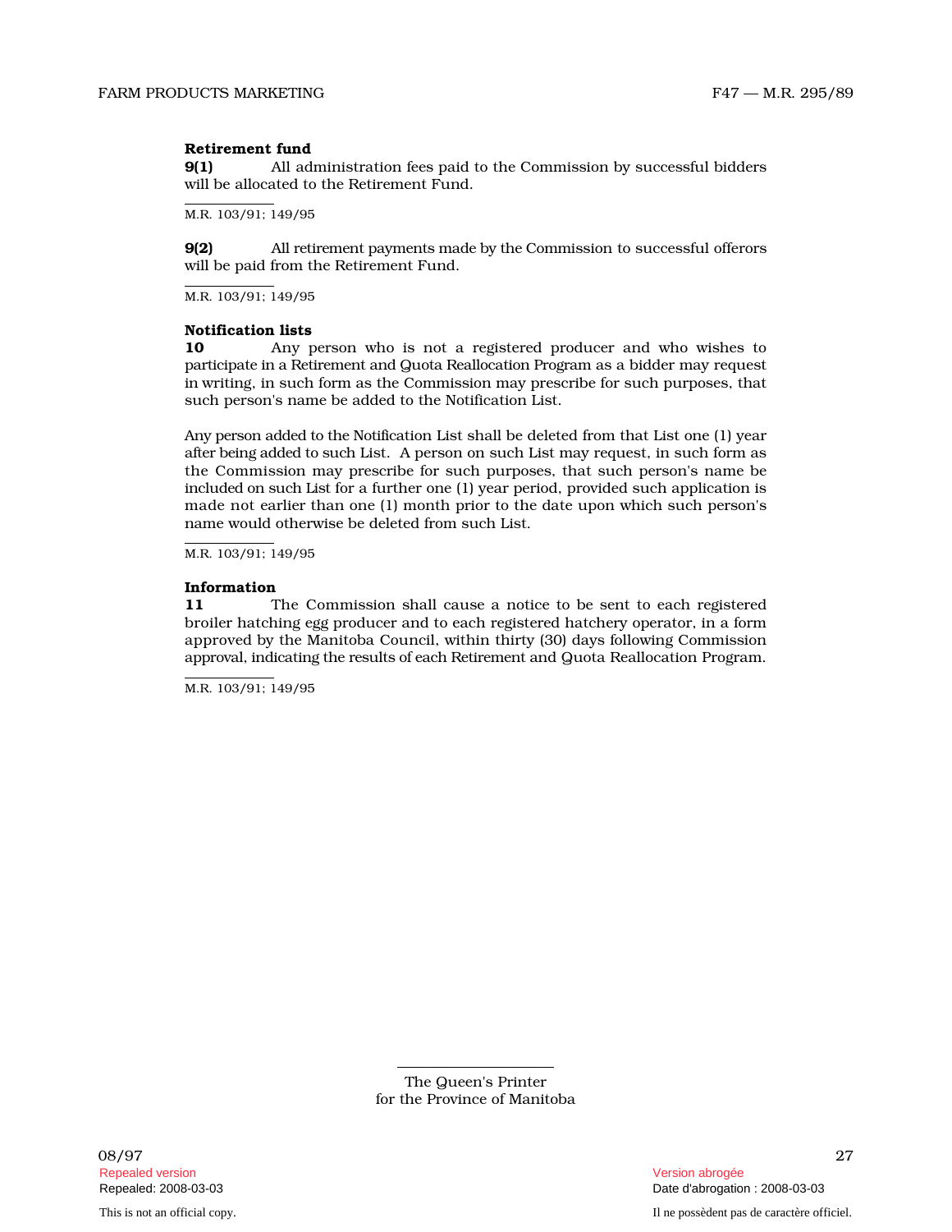**Retirement fund**

**9(1)** All administration fees paid to the Commission by successful bidders will be allocated to the Retirement Fund.

M.R. 103/91; 149/95

**9(2)** All retirement payments made by the Commission to successful offerors will be paid from the Retirement Fund.

M.R. 103/91; 149/95

**Notification lists**

**10** Any person who is not a registered producer and who wishes to participate in a Retirement and Quota Reallocation Program as a bidder may request in writing, in such form as the Commission may prescribe for such purposes, that such person's name be added to the Notification List.

Any person added to the Notification List shall be deleted from that List one (1) year after being added to such List. A person on such List may request, in such form as the Commission may prescribe for such purposes, that such person's name be included on such List for a further one (1) year period, provided such application is made not earlier than one (1) month prior to the date upon which such person's name would otherwise be deleted from such List.

M.R. 103/91; 149/95

**Information**

**11** The Commission shall cause a notice to be sent to each registered broiler hatching egg producer and to each registered hatchery operator, in a form approved by the Manitoba Council, within thirty (30) days following Commission approval, indicating the results of each Retirement and Quota Reallocation Program.

M.R. 103/91; 149/95

The Queen's Printer
for the Province of Manitoba